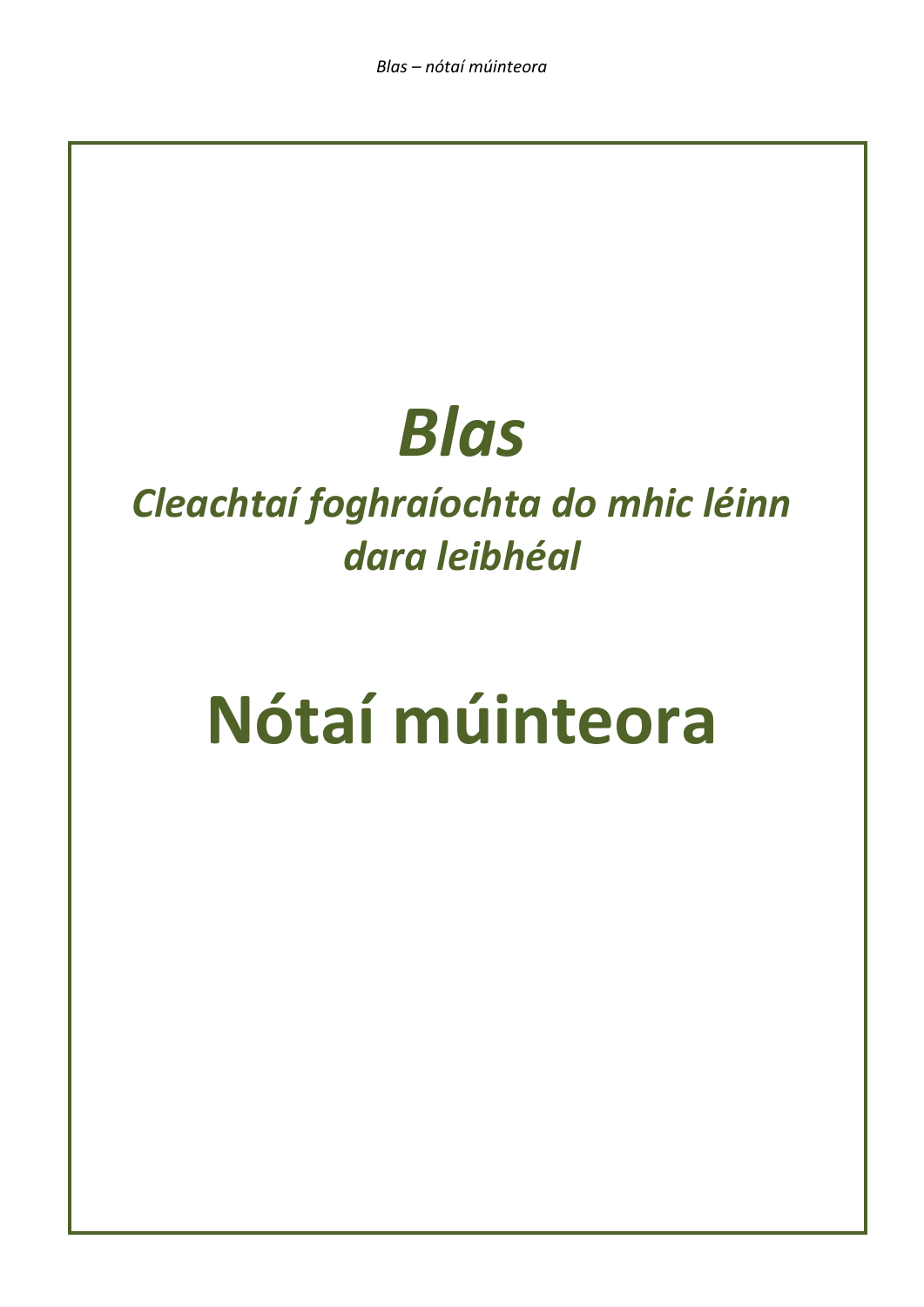# *Blas*

## *Cleachtaí foghraíochta do mhic léinn dara leibhéal*

# Nótaí múinteora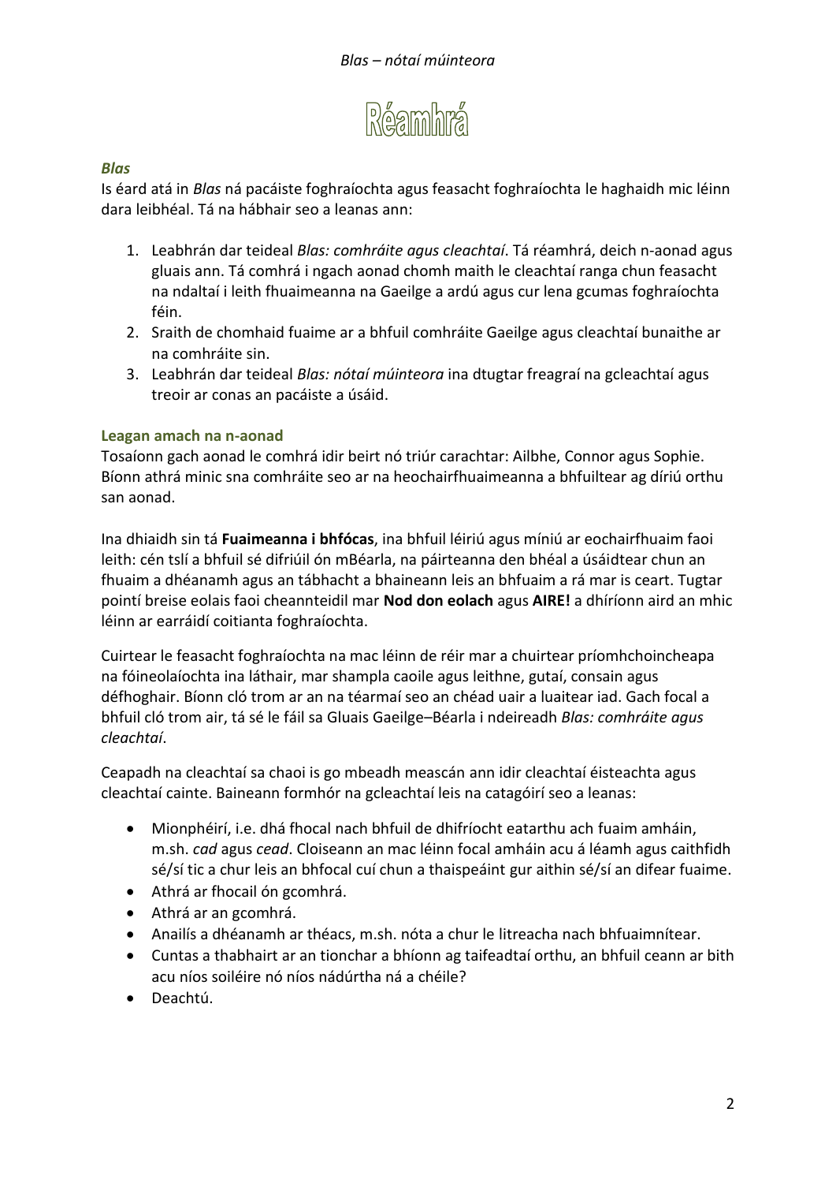# Réamhrá

### *Blas*

Is éard atá in *Blas* ná pacáiste foghraíochta agus feasacht foghraíochta le haghaidh mic léinn dara leibhéal. Tá na hábhair seo a leanas ann:

1. Leabhrán dar teideal *Blas: comhráite agus cleachtaí*. Tá réamhrá, deich n-aonad agus gluais ann. Tá comhrá i ngach aonad chomh maith le cleachtaí ranga chun feasacht na ndaltaí i leith fhuaimeanna na Gaeilge a ardú agus cur lena gcumas foghraíochta féin.
2. Sraith de chomhaid fuaime ar a bhfuil comhráite Gaeilge agus cleachtaí bunaithe ar na comhráite sin.
3. Leabhrán dar teideal *Blas: nótaí múinteora* ina dtugtar freagraí na gcleachtaí agus treoir ar conas an pacáiste a úsáid.

### Leagan amach na n-aonad

Tosaíonn gach aonad le comhrá idir beirt nó triúr carachtar: Ailbhe, Connor agus Sophie. Bíonn athrá minic sna comhráite seo ar na heochairfhuaimeanna a bhfuiltear ag díriú orthu san aonad.

Ina dhiaidh sin tá **Fuaimeanna i bhfócas**, ina bhfuil léiriú agus míniú ar eochairfhuaim faoi leith: cén tslí a bhfuil sé difriúil ón mBéarla, na páirteanna den bhéal a úsáidtear chun an fhuaim a dhéanamh agus an tábhacht a bhaineann leis an bhfuaim a rá mar is ceart. Tugtar pointí breise eolais faoi cheannteidil mar **Nod don eolach** agus **AIRE!** a dhíríonn aird an mhic léinn ar earráidí coitianta foghraíochta.

Cuirtear le feasacht foghraíochta na mac léinn de réir mar a chuirtear príomhchoincheapa na fóineolaíochta ina láthair, mar shampla caoile agus leithne, gutaí, consain agus défhoghair. Bíonn cló trom ar an na téarmaí seo an chéad uair a luaitear iad. Gach focal a bhfuil cló trom air, tá sé le fáil sa Gluais Gaeilge–Béarla i ndeireadh *Blas: comhráite agus cleachtaí*.

Ceapadh na cleachtaí sa chaoi is go mbeadh meascán ann idir cleachtaí éisteachta agus cleachtaí cainte. Baineann formhór na gcleachtaí leis na catagóirí seo a leanas:

- Mionphéirí, i.e. dhá fhocal nach bhfuil de dhifríocht eatarthu ach fuaim amháin, m.sh. *cad* agus *cead*. Cloiseann an mac léinn focal amháin acu á léamh agus caithfidh sé/sí tic a chur leis an bhfocal cuí chun a thaispeáint gur aithin sé/sí an difear fuaime.
- Athrá ar fhocail ón gcomhrá.
- Athrá ar an gcomhrá.
- Anailís a dhéanamh ar théacs, m.sh. nóta a chur le litreacha nach bhfuaimnítear.
- Cuntas a thabhairt ar an tionchar a bhíonn ag taifeadtaí orthu, an bhfuil ceann ar bith acu níos soiléire nó níos nádúrtha ná a chéile?
- Deachtú.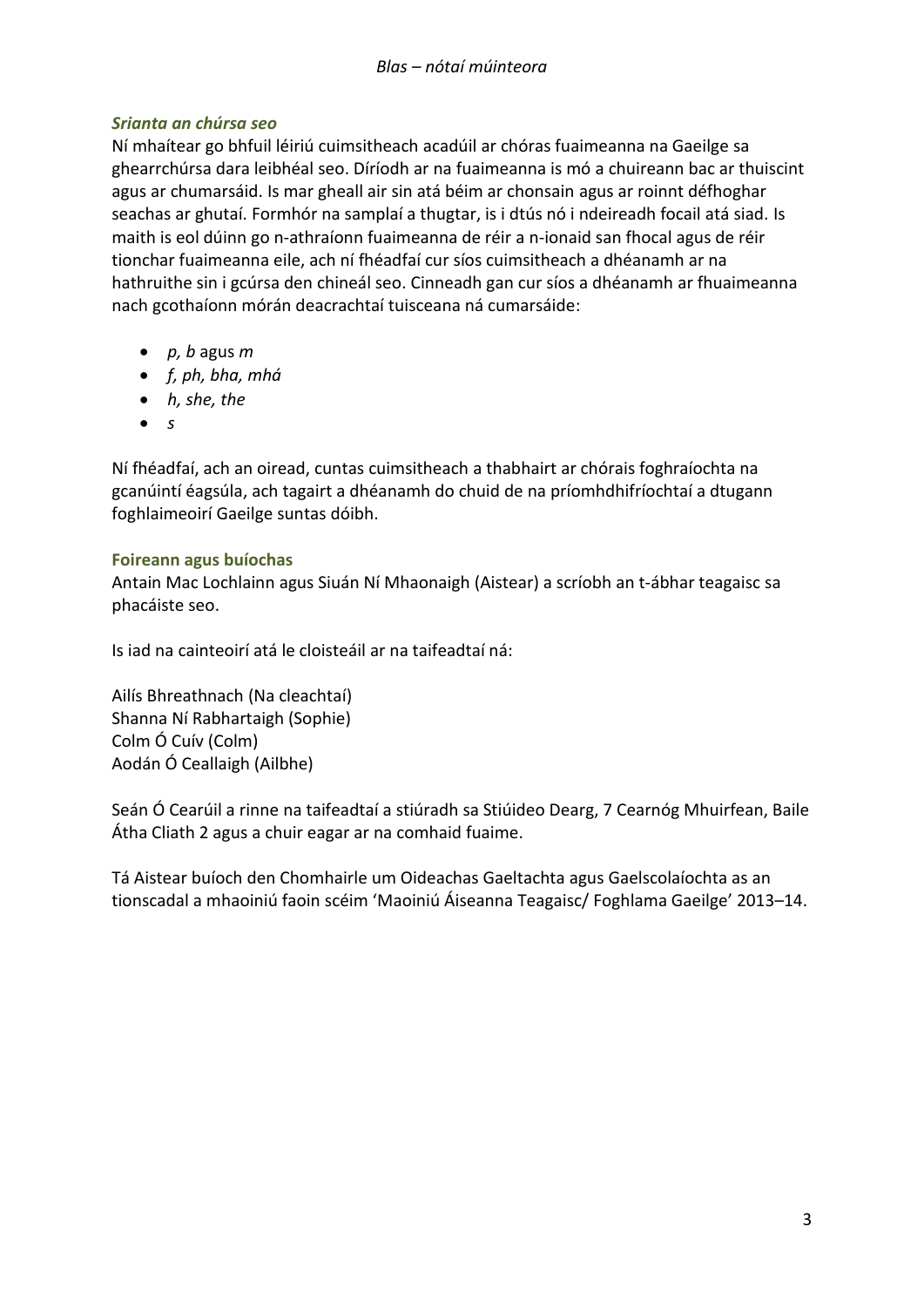### *Srianta an chúrsa seo*

Ní mhaítear go bhfuil léiriú cuimsitheach acadúil ar chóras fuaimeanna na Gaeilge sa ghearrchúrsa dara leibhéal seo. Díríodh ar na fuaimeanna is mó a chuireann bac ar thuiscint agus ar chumarsáid. Is mar gheall air sin atá béim ar chonsain agus ar roinnt défhoghar seachas ar ghutaí. Formhór na samplaí a thugtar, is i dtús nó i ndeireadh focail atá siad. Is maith is eol dúinn go n-athraíonn fuaimeanna de réir a n-ionaid san fhocal agus de réir tionchar fuaimeanna eile, ach ní fhéadfaí cur síos cuimsitheach a dhéanamh ar na hathruithe sin i gcúrsa den chineál seo. Cinneadh gan cur síos a dhéanamh ar fhuaimeanna nach gcothaíonn mórán deacrachtaí tuisceana ná cumarsáide:

- *p, b* agus *m*
- *f, ph, bha, mhá*
- *h, she, the*
- *s*

Ní fhéadfaí, ach an oiread, cuntas cuimsitheach a thabhairt ar chórais foghraíochta na gcanúintí éagsúla, ach tagairt a dhéanamh do chuid de na príomhdhifríochtaí a dtugann foghlaimeoirí Gaeilge suntas dóibh.

### Foireann agus buíochas

Antain Mac Lochlainn agus Siuán Ní Mhaonaigh (Aistear) a scríobh an t-ábhar teagaisc sa phacáiste seo.

Is iad na cainteoirí atá le cloisteáil ar na taifeadtaí ná:

Ailís Bhreathnach (Na cleachtaí)
Shanna Ní Rabhartaigh (Sophie)
Colm Ó Cuív (Colm)
Aodán Ó Ceallaigh (Ailbhe)

Seán Ó Cearúil a rinne na taifeadtaí a stiúradh sa Stiúideo Dearg, 7 Cearnóg Mhuirfean, Baile Átha Cliath 2 agus a chuir eagar ar na comhaid fuaime.

Tá Aistear buíoch den Chomhairle um Oideachas Gaeltachta agus Gaelscolaíochta as an tionscadal a mhaoiniú faoin scéim 'Maoiniú Áiseanna Teagaisc/ Foghlama Gaeilge' 2013–14.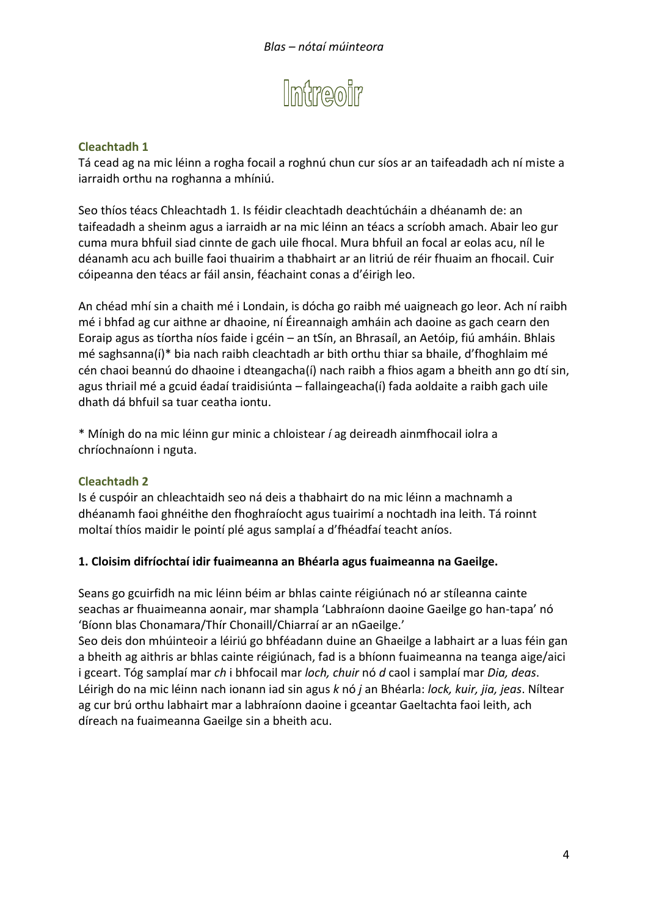# Intreoir

### Cleachtadh 1

Tá cead ag na mic léinn a rogha focail a roghnú chun cur síos ar an taifeadadh ach ní miste a iarraidh orthu na roghanna a mhíniú.

Seo thíos téacs Chleachtadh 1. Is féidir cleachtadh deachtúcháin a dhéanamh de: an taifeadadh a sheinm agus a iarraidh ar na mic léinn an téacs a scríobh amach. Abair leo gur cuma mura bhfuil siad cinnte de gach uile fhocal. Mura bhfuil an focal ar eolas acu, níl le déanamh acu ach buille faoi thuairim a thabhairt ar an litriú de réir fhuaim an fhocail. Cuir cóipeanna den téacs ar fáil ansin, féachaint conas a d'éirigh leo.

An chéad mhí sin a chaith mé i Londain, is dócha go raibh mé uaigneach go leor. Ach ní raibh mé i bhfad ag cur aithne ar dhaoine, ní Éireannaigh amháin ach daoine as gach cearn den Eoraip agus as tíortha níos faide i gcéin – an tSín, an Bhrasaíl, an Aetóip, fiú amháin. Bhlais mé saghsanna(í)* bia nach raibh cleachtadh ar bith orthu thiar sa bhaile, d'fhoghlaim mé cén chaoi beannú do dhaoine i dteangacha(í) nach raibh a fhios agam a bheith ann go dtí sin, agus thriail mé a gcuid éadaí traidisiúnta – fallaingeacha(í) fada aoldaite a raibh gach uile dhath dá bhfuil sa tuar ceatha iontu.

* Mínigh do na mic léinn gur minic a chloistear *í* ag deireadh ainmfhocail iolra a chríochnaíonn i nguta.

### Cleachtadh 2

Is é cuspóir an chleachtaidh seo ná deis a thabhairt do na mic léinn a machnamh a dhéanamh faoi ghnéithe den fhoghraíocht agus tuairimí a nochtadh ina leith. Tá roinnt moltaí thíos maidir le pointí plé agus samplaí a d'fhéadfaí teacht aníos.

**1. Cloisim difríochtaí idir fuaimeanna an Bhéarla agus fuaimeanna na Gaeilge.**

Seans go gcuirfidh na mic léinn béim ar bhlas cainte réigiúnach nó ar stíleanna cainte seachas ar fhuaimeanna aonair, mar shampla 'Labhraíonn daoine Gaeilge go han-tapa' nó 'Bíonn blas Chonamara/Thír Chonaill/Chiarraí ar an nGaeilge.'
Seo deis don mhúinteoir a léiriú go bhféadann duine an Ghaeilge a labhairt ar a luas féin gan a bheith ag aithris ar bhlas cainte réigiúnach, fad is a bhíonn fuaimeanna na teanga aige/aici i gceart. Tóg samplaí mar *ch* i bhfocail mar *loch, chuir* nó *d* caol i samplaí mar *Dia, deas*. Léirigh do na mic léinn nach ionann iad sin agus *k* nó *j* an Bhéarla: *lock, kuir, jia, jeas*. Níltear ag cur brú orthu labhairt mar a labhraíonn daoine i gceantar Gaeltachta faoi leith, ach díreach na fuaimeanna Gaeilge sin a bheith acu.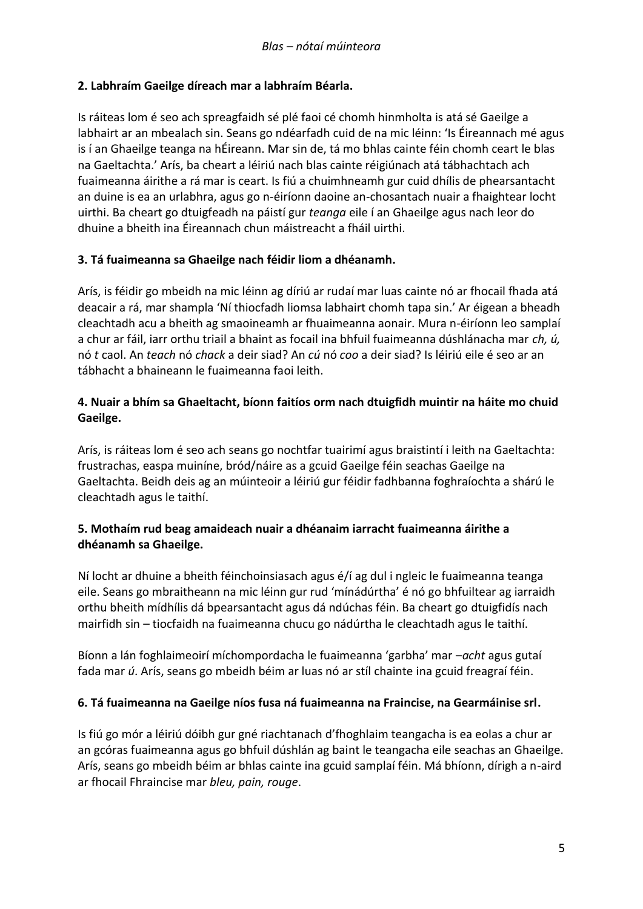**2. Labhraím Gaeilge díreach mar a labhraím Béarla.**

Is ráiteas lom é seo ach spreagfaidh sé plé faoi cé chomh hinmholta is atá sé Gaeilge a labhairt ar an mbealach sin. Seans go ndéarfadh cuid de na mic léinn: 'Is Éireannach mé agus is í an Ghaeilge teanga na hÉireann. Mar sin de, tá mo bhlas cainte féin chomh ceart le blas na Gaeltachta.' Arís, ba cheart a léiriú nach blas cainte réigiúnach atá tábhachtach ach fuaimeanna áirithe a rá mar is ceart. Is fiú a chuimhneamh gur cuid dhílis de phearsantacht an duine is ea an urlabhra, agus go n-éiríonn daoine an-chosantach nuair a fhaightear locht uirthi. Ba cheart go dtuigfeadh na páistí gur *teanga* eile í an Ghaeilge agus nach leor do dhuine a bheith ina Éireannach chun máistreacht a fháil uirthi.

**3. Tá fuaimeanna sa Ghaeilge nach féidir liom a dhéanamh.**

Arís, is féidir go mbeidh na mic léinn ag díriú ar rudaí mar luas cainte nó ar fhocail fhada atá deacair a rá, mar shampla 'Ní thiocfadh liomsa labhairt chomh tapa sin.' Ar éigean a bheadh cleachtadh acu a bheith ag smaoineamh ar fhuaimeanna aonair. Mura n-éiríonn leo samplaí a chur ar fáil, iarr orthu triail a bhaint as focail ina bhfuil fuaimeanna dúshlánacha mar *ch, ú,* nó *t* caol. An *teach* nó *chack* a deir siad? An *cú* nó *coo* a deir siad? Is léiriú eile é seo ar an tábhacht a bhaineann le fuaimeanna faoi leith.

**4. Nuair a bhím sa Ghaeltacht, bíonn faitíos orm nach dtuigfidh muintir na háite mo chuid Gaeilge.**

Arís, is ráiteas lom é seo ach seans go nochtfar tuairimí agus braistintí i leith na Gaeltachta: frustrachas, easpa muiníne, bród/náire as a gcuid Gaeilge féin seachas Gaeilge na Gaeltachta. Beidh deis ag an múinteoir a léiriú gur féidir fadhbanna foghraíochta a shárú le cleachtadh agus le taithí.

**5. Mothaím rud beag amaideach nuair a dhéanaim iarracht fuaimeanna áirithe a dhéanamh sa Ghaeilge.**

Ní locht ar dhuine a bheith féinchoinsiasach agus é/í ag dul i ngleic le fuaimeanna teanga eile. Seans go mbraitheann na mic léinn gur rud 'mínádúrtha' é nó go bhfuiltear ag iarraidh orthu bheith mídhílis dá bpearsantacht agus dá ndúchas féin. Ba cheart go dtuigfidís nach mairfidh sin – tiocfaidh na fuaimeanna chucu go nádúrtha le cleachtadh agus le taithí.

Bíonn a lán foghlaimeoirí míchompordacha le fuaimeanna 'garbha' mar *–acht* agus gutaí fada mar *ú*. Arís, seans go mbeidh béim ar luas nó ar stíl chainte ina gcuid freagraí féin.

**6. Tá fuaimeanna na Gaeilge níos fusa ná fuaimeanna na Fraincise, na Gearmáinise srl.**

Is fiú go mór a léiriú dóibh gur gné riachtanach d'fhoghlaim teangacha is ea eolas a chur ar an gcóras fuaimeanna agus go bhfuil dúshlán ag baint le teangacha eile seachas an Ghaeilge. Arís, seans go mbeidh béim ar bhlas cainte ina gcuid samplaí féin. Má bhíonn, dírigh a n-aird ar fhocail Fhraincise mar *bleu, pain, rouge*.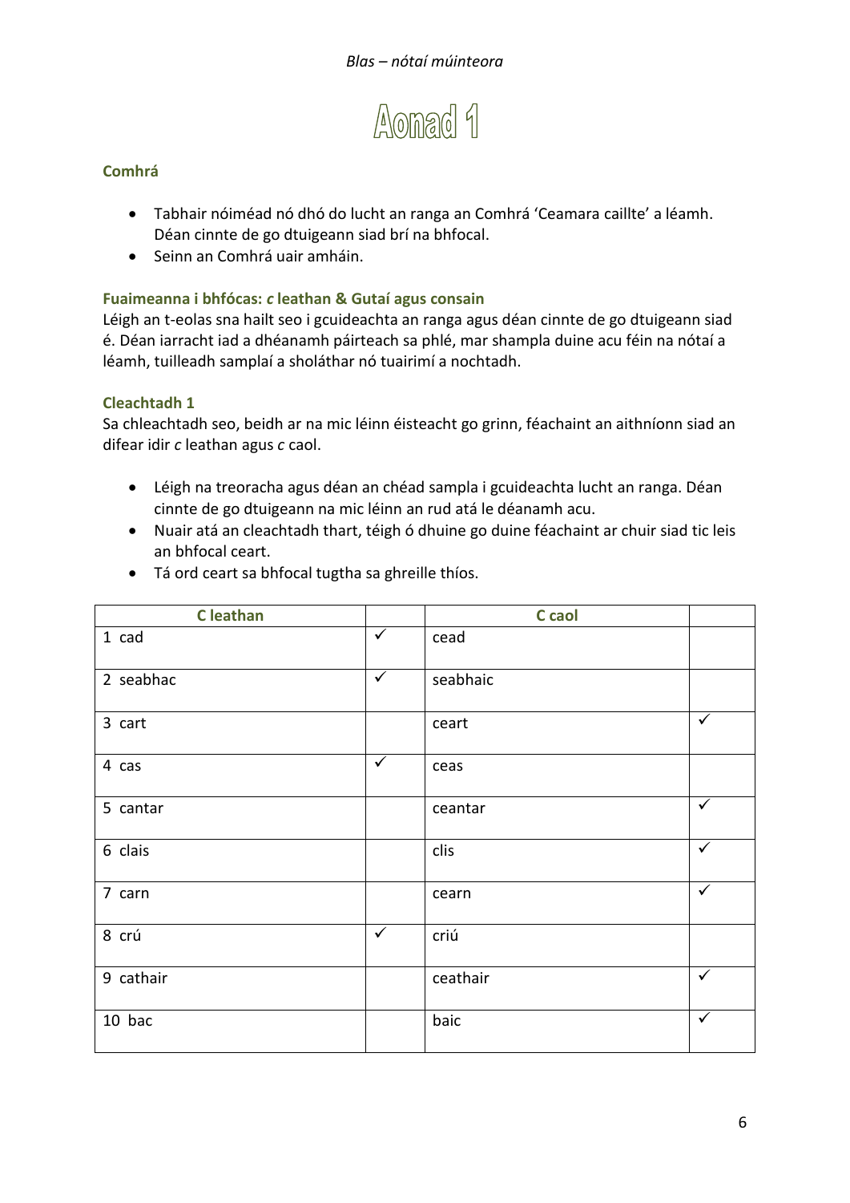# Aonad 1

### Comhrá

- Tabhair nóiméad nó dhó do lucht an ranga an Comhrá 'Ceamara caillte' a léamh. Déan cinnte de go dtuigeann siad brí na bhfocal.
- Seinn an Comhrá uair amháin.

### Fuaimeanna i bhfócas: *c* leathan & Gutaí agus consain

Léigh an t-eolas sna hailt seo i gcuideachta an ranga agus déan cinnte de go dtuigeann siad é. Déan iarracht iad a dhéanamh páirteach sa phlé, mar shampla duine acu féin na nótaí a léamh, tuilleadh samplaí a sholáthar nó tuairimí a nochtadh.

### Cleachtadh 1

Sa chleachtadh seo, beidh ar na mic léinn éisteacht go grinn, féachaint an aithníonn siad an difear idir *c* leathan agus *c* caol.

- Léigh na treoracha agus déan an chéad sampla i gcuideachta lucht an ranga. Déan cinnte de go dtuigeann na mic léinn an rud atá le déanamh acu.
- Nuair atá an cleachtadh thart, téigh ó dhuine go duine féachaint ar chuir siad tic leis an bhfocal ceart.
- Tá ord ceart sa bhfocal tugtha sa ghreille thíos.

| C leathan | | C caol | |
|---|---|---|---|
| 1 cad | ✓ | cead | |
| 2 seabhac | ✓ | seabhaic | |
| 3 cart | | ceart | ✓ |
| 4 cas | ✓ | ceas | |
| 5 cantar | | ceantar | ✓ |
| 6 clais | | clis | ✓ |
| 7 carn | | cearn | ✓ |
| 8 crú | ✓ | criú | |
| 9 cathair | | ceathair | ✓ |
| 10 bac | | baic | ✓ |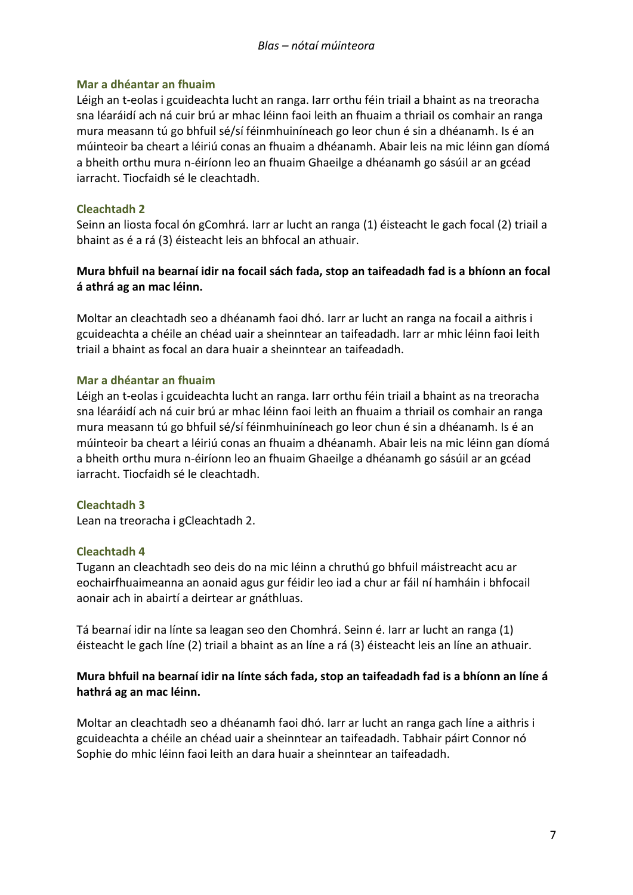### Mar a dhéantar an fhuaim

Léigh an t-eolas i gcuideachta lucht an ranga. Iarr orthu féin triail a bhaint as na treoracha sna léaráidí ach ná cuir brú ar mhac léinn faoi leith an fhuaim a thriail os comhair an ranga mura measann tú go bhfuil sé/sí féinmhuiníneach go leor chun é sin a dhéanamh. Is é an múinteoir ba cheart a léiriú conas an fhuaim a dhéanamh. Abair leis na mic léinn gan díomá a bheith orthu mura n-éiríonn leo an fhuaim Ghaeilge a dhéanamh go sásúil ar an gcéad iarracht. Tiocfaidh sé le cleachtadh.

### Cleachtadh 2

Seinn an liosta focal ón gComhrá. Iarr ar lucht an ranga (1) éisteacht le gach focal (2) triail a bhaint as é a rá (3) éisteacht leis an bhfocal an athuair.

**Mura bhfuil na bearnaí idir na focail sách fada, stop an taifeadadh fad is a bhíonn an focal á athrá ag an mac léinn.**

Moltar an cleachtadh seo a dhéanamh faoi dhó. Iarr ar lucht an ranga na focail a aithris i gcuideachta a chéile an chéad uair a sheinntear an taifeadadh. Iarr ar mhic léinn faoi leith triail a bhaint as focal an dara huair a sheinntear an taifeadadh.

### Mar a dhéantar an fhuaim

Léigh an t-eolas i gcuideachta lucht an ranga. Iarr orthu féin triail a bhaint as na treoracha sna léaráidí ach ná cuir brú ar mhac léinn faoi leith an fhuaim a thriail os comhair an ranga mura measann tú go bhfuil sé/sí féinmhuiníneach go leor chun é sin a dhéanamh. Is é an múinteoir ba cheart a léiriú conas an fhuaim a dhéanamh. Abair leis na mic léinn gan díomá a bheith orthu mura n-éiríonn leo an fhuaim Ghaeilge a dhéanamh go sásúil ar an gcéad iarracht. Tiocfaidh sé le cleachtadh.

### Cleachtadh 3

Lean na treoracha i gCleachtadh 2.

### Cleachtadh 4

Tugann an cleachtadh seo deis do na mic léinn a chruthú go bhfuil máistreacht acu ar eochairfhuaimeanna an aonaid agus gur féidir leo iad a chur ar fáil ní hamháin i bhfocail aonair ach in abairtí a deirtear ar gnáthluas.

Tá bearnaí idir na línte sa leagan seo den Chomhrá. Seinn é. Iarr ar lucht an ranga (1) éisteacht le gach líne (2) triail a bhaint as an líne a rá (3) éisteacht leis an líne an athuair.

**Mura bhfuil na bearnaí idir na línte sách fada, stop an taifeadadh fad is a bhíonn an líne á hathrá ag an mac léinn.**

Moltar an cleachtadh seo a dhéanamh faoi dhó. Iarr ar lucht an ranga gach líne a aithris i gcuideachta a chéile an chéad uair a sheinntear an taifeadadh. Tabhair páirt Connor nó Sophie do mhic léinn faoi leith an dara huair a sheinntear an taifeadadh.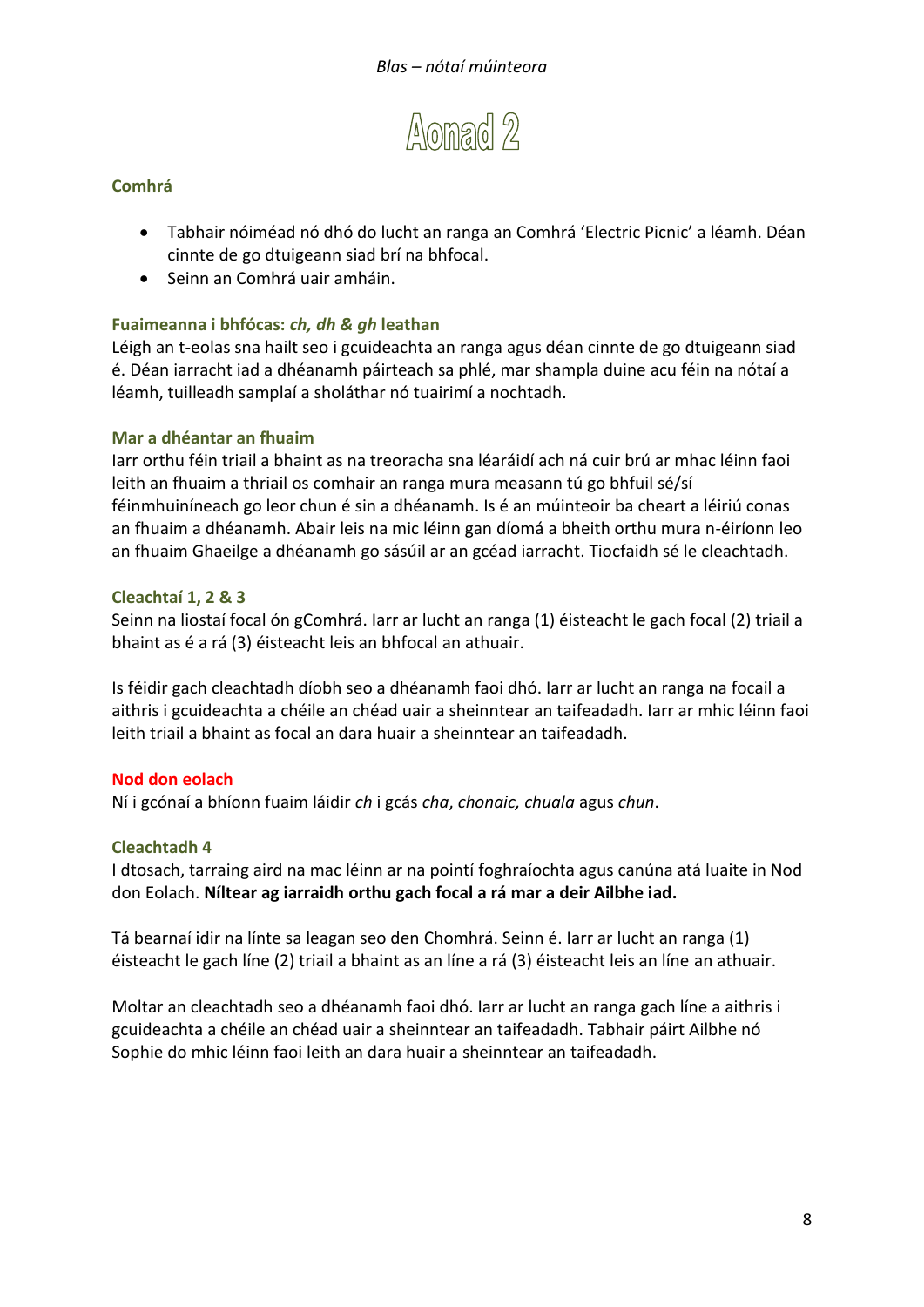# Aonad 2

### Comhrá

- Tabhair nóiméad nó dhó do lucht an ranga an Comhrá 'Electric Picnic' a léamh. Déan cinnte de go dtuigeann siad brí na bhfocal.
- Seinn an Comhrá uair amháin.

### Fuaimeanna i bhfócas: *ch, dh & gh* leathan

Léigh an t-eolas sna hailt seo i gcuideachta an ranga agus déan cinnte de go dtuigeann siad é. Déan iarracht iad a dhéanamh páirteach sa phlé, mar shampla duine acu féin na nótaí a léamh, tuilleadh samplaí a sholáthar nó tuairimí a nochtadh.

### Mar a dhéantar an fhuaim

Iarr orthu féin triail a bhaint as na treoracha sna léaráidí ach ná cuir brú ar mhac léinn faoi leith an fhuaim a thriail os comhair an ranga mura measann tú go bhfuil sé/sí féinmhuiníneach go leor chun é sin a dhéanamh. Is é an múinteoir ba cheart a léiriú conas an fhuaim a dhéanamh. Abair leis na mic léinn gan díomá a bheith orthu mura n-éiríonn leo an fhuaim Ghaeilge a dhéanamh go sásúil ar an gcéad iarracht. Tiocfaidh sé le cleachtadh.

### Cleachtaí 1, 2 & 3

Seinn na liostaí focal ón gComhrá. Iarr ar lucht an ranga (1) éisteacht le gach focal (2) triail a bhaint as é a rá (3) éisteacht leis an bhfocal an athuair.

Is féidir gach cleachtadh díobh seo a dhéanamh faoi dhó. Iarr ar lucht an ranga na focail a aithris i gcuideachta a chéile an chéad uair a sheinntear an taifeadadh. Iarr ar mhic léinn faoi leith triail a bhaint as focal an dara huair a sheinntear an taifeadadh.

### Nod don eolach

Ní i gcónaí a bhíonn fuaim láidir *ch* i gcás *cha*, *chonaic, chuala* agus *chun*.

### Cleachtadh 4

I dtosach, tarraing aird na mac léinn ar na pointí foghraíochta agus canúna atá luaite in Nod don Eolach. **Níltear ag iarraidh orthu gach focal a rá mar a deir Ailbhe iad.**

Tá bearnaí idir na línte sa leagan seo den Chomhrá. Seinn é. Iarr ar lucht an ranga (1) éisteacht le gach líne (2) triail a bhaint as an líne a rá (3) éisteacht leis an líne an athuair.

Moltar an cleachtadh seo a dhéanamh faoi dhó. Iarr ar lucht an ranga gach líne a aithris i gcuideachta a chéile an chéad uair a sheinntear an taifeadadh. Tabhair páirt Ailbhe nó Sophie do mhic léinn faoi leith an dara huair a sheinntear an taifeadadh.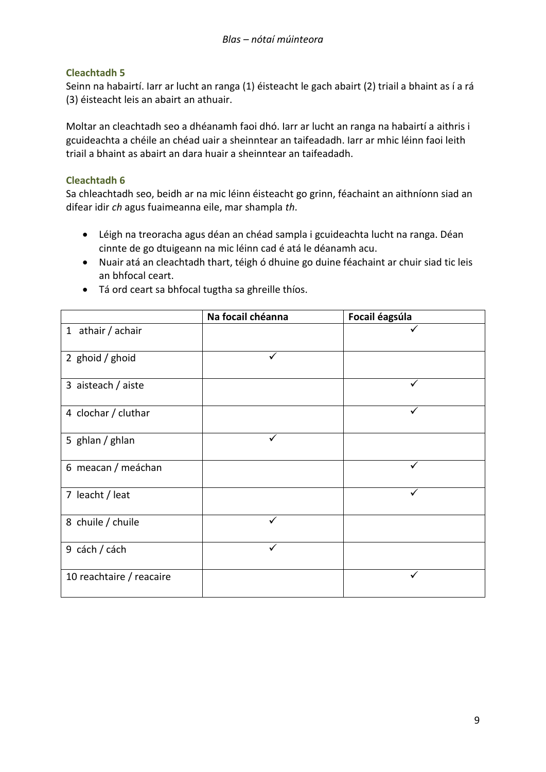### Cleachtadh 5

Seinn na habairtí. Iarr ar lucht an ranga (1) éisteacht le gach abairt (2) triail a bhaint as í a rá (3) éisteacht leis an abairt an athuair.

Moltar an cleachtadh seo a dhéanamh faoi dhó. Iarr ar lucht an ranga na habairtí a aithris i gcuideachta a chéile an chéad uair a sheinntear an taifeadadh. Iarr ar mhic léinn faoi leith triail a bhaint as abairt an dara huair a sheinntear an taifeadadh.

### Cleachtadh 6

Sa chleachtadh seo, beidh ar na mic léinn éisteacht go grinn, féachaint an aithníonn siad an difear idir *ch* agus fuaimeanna eile, mar shampla *th*.

- Léigh na treoracha agus déan an chéad sampla i gcuideachta lucht na ranga. Déan cinnte de go dtuigeann na mic léinn cad é atá le déanamh acu.
- Nuair atá an cleachtadh thart, téigh ó dhuine go duine féachaint ar chuir siad tic leis an bhfocal ceart.
- Tá ord ceart sa bhfocal tugtha sa ghreille thíos.

| | Na focail chéanna | Focail éagsúla |
|---|---|---|
| 1 athair / achair | | ✓ |
| 2 ghoid / ghoid | ✓ | |
| 3 aisteach / aiste | | ✓ |
| 4 clochar / cluthar | | ✓ |
| 5 ghlan / ghlan | ✓ | |
| 6 meacan / meáchan | | ✓ |
| 7 leacht / leat | | ✓ |
| 8 chuile / chuile | ✓ | |
| 9 cách / cách | ✓ | |
| 10 reachtaire / reacaire | | ✓ |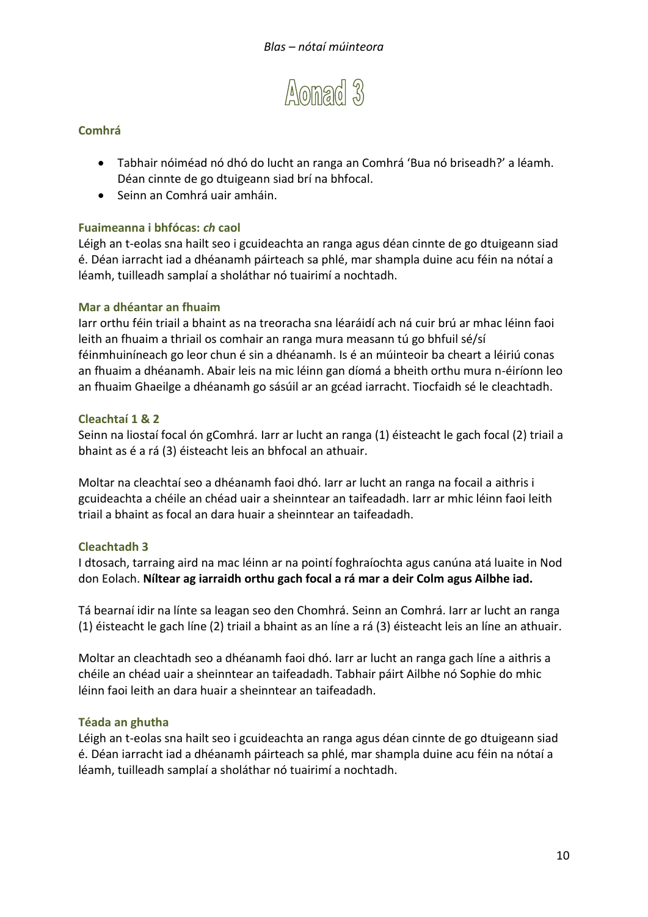# Aonad 3

## Comhrá

- Tabhair nóiméad nó dhó do lucht an ranga an Comhrá 'Bua nó briseadh?' a léamh. Déan cinnte de go dtuigeann siad brí na bhfocal.
- Seinn an Comhrá uair amháin.

### Fuaimeanna i bhfócas: *ch* caol

Léigh an t-eolas sna hailt seo i gcuideachta an ranga agus déan cinnte de go dtuigeann siad é. Déan iarracht iad a dhéanamh páirteach sa phlé, mar shampla duine acu féin na nótaí a léamh, tuilleadh samplaí a sholáthar nó tuairimí a nochtadh.

### Mar a dhéantar an fhuaim

Iarr orthu féin triail a bhaint as na treoracha sna léaráidí ach ná cuir brú ar mhac léinn faoi leith an fhuaim a thriail os comhair an ranga mura measann tú go bhfuil sé/sí féinmhuiníneach go leor chun é sin a dhéanamh. Is é an múinteoir ba cheart a léiriú conas an fhuaim a dhéanamh. Abair leis na mic léinn gan díomá a bheith orthu mura n-éiríonn leo an fhuaim Ghaeilge a dhéanamh go sásúil ar an gcéad iarracht. Tiocfaidh sé le cleachtadh.

### Cleachtaí 1 & 2

Seinn na liostaí focal ón gComhrá. Iarr ar lucht an ranga (1) éisteacht le gach focal (2) triail a bhaint as é a rá (3) éisteacht leis an bhfocal an athuair.

Moltar na cleachtaí seo a dhéanamh faoi dhó. Iarr ar lucht an ranga na focail a aithris i gcuideachta a chéile an chéad uair a sheinntear an taifeadadh. Iarr ar mhic léinn faoi leith triail a bhaint as focal an dara huair a sheinntear an taifeadadh.

### Cleachtadh 3

I dtosach, tarraing aird na mac léinn ar na pointí foghraíochta agus canúna atá luaite in Nod don Eolach. **Níltear ag iarraidh orthu gach focal a rá mar a deir Colm agus Ailbhe iad.**

Tá bearnaí idir na línte sa leagan seo den Chomhrá. Seinn an Comhrá. Iarr ar lucht an ranga (1) éisteacht le gach líne (2) triail a bhaint as an líne a rá (3) éisteacht leis an líne an athuair.

Moltar an cleachtadh seo a dhéanamh faoi dhó. Iarr ar lucht an ranga gach líne a aithris a chéile an chéad uair a sheinntear an taifeadadh. Tabhair páirt Ailbhe nó Sophie do mhic léinn faoi leith an dara huair a sheinntear an taifeadadh.

### Téada an ghutha

Léigh an t-eolas sna hailt seo i gcuideachta an ranga agus déan cinnte de go dtuigeann siad é. Déan iarracht iad a dhéanamh páirteach sa phlé, mar shampla duine acu féin na nótaí a léamh, tuilleadh samplaí a sholáthar nó tuairimí a nochtadh.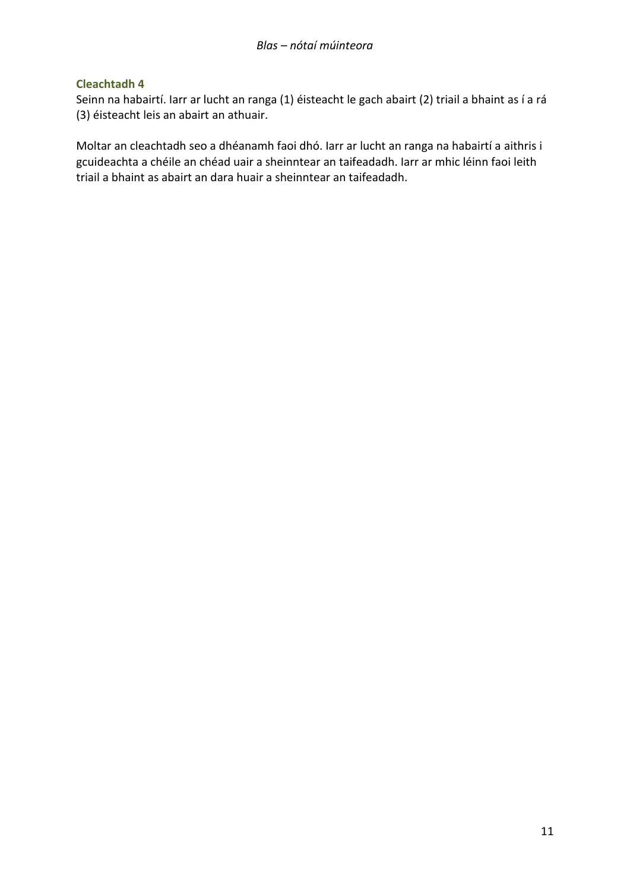### Cleachtadh 4

Seinn na habairtí. Iarr ar lucht an ranga (1) éisteacht le gach abairt (2) triail a bhaint as í a rá (3) éisteacht leis an abairt an athuair.

Moltar an cleachtadh seo a dhéanamh faoi dhó. Iarr ar lucht an ranga na habairtí a aithris i gcuideachta a chéile an chéad uair a sheinntear an taifeadadh. Iarr ar mhic léinn faoi leith triail a bhaint as abairt an dara huair a sheinntear an taifeadadh.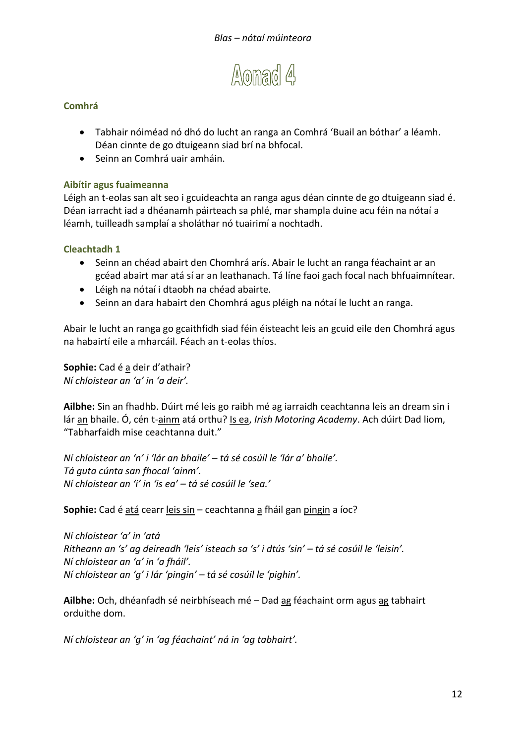# Aonad 4

### Comhrá

- Tabhair nóiméad nó dhó do lucht an ranga an Comhrá 'Buail an bóthar' a léamh. Déan cinnte de go dtuigeann siad brí na bhfocal.
- Seinn an Comhrá uair amháin.

### Aibítir agus fuaimeanna

Léigh an t-eolas san alt seo i gcuideachta an ranga agus déan cinnte de go dtuigeann siad é. Déan iarracht iad a dhéanamh páirteach sa phlé, mar shampla duine acu féin na nótaí a léamh, tuilleadh samplaí a sholáthar nó tuairimí a nochtadh.

### Cleachtadh 1

- Seinn an chéad abairt den Chomhrá arís. Abair le lucht an ranga féachaint ar an gcéad abairt mar atá sí ar an leathanach. Tá líne faoi gach focal nach bhfuaimnítear.
- Léigh na nótaí i dtaobh na chéad abairte.
- Seinn an dara habairt den Chomhrá agus pléigh na nótaí le lucht an ranga.

Abair le lucht an ranga go gcaithfidh siad féin éisteacht leis an gcuid eile den Chomhrá agus na habairtí eile a mharcáil. Féach an t-eolas thíos.

**Sophie:** Cad é <u>a</u> deir d'athair?
*Ní chloistear an 'a' in 'a deir'.*

**Ailbhe:** Sin an fhadhb. Dúirt mé leis go raibh mé ag iarraidh ceachtanna leis an dream sin i lár <u>an</u> bhaile. Ó, cén t-<u>ainm</u> atá orthu? <u>Is ea</u>, *Irish Motoring Academy*. Ach dúirt Dad liom, "Tabharfaidh mise ceachtanna duit."

*Ní chloistear an 'n' i 'lár an bhaile' – tá sé cosúil le 'lár a' bhaile'.*
*Tá guta cúnta san fhocal 'ainm'.*
*Ní chloistear an 'i' in 'is ea' – tá sé cosúil le 'sea.'*

**Sophie:** Cad é <u>atá</u> cearr <u>leis sin</u> – ceachtanna <u>a</u> fháil gan <u>pingin</u> a íoc?

*Ní chloistear 'a' in 'atá*
*Ritheann an 's' ag deireadh 'leis' isteach sa 's' i dtús 'sin' – tá sé cosúil le 'leisin'.*
*Ní chloistear an 'a' in 'a fháil'.*
*Ní chloistear an 'g' i lár 'pingin' – tá sé cosúil le 'pighin'.*

**Ailbhe:** Och, dhéanfadh sé neirbhíseach mé – Dad <u>ag</u> féachaint orm agus <u>ag</u> tabhairt orduithe dom.

*Ní chloistear an 'g' in 'ag féachaint' ná in 'ag tabhairt'.*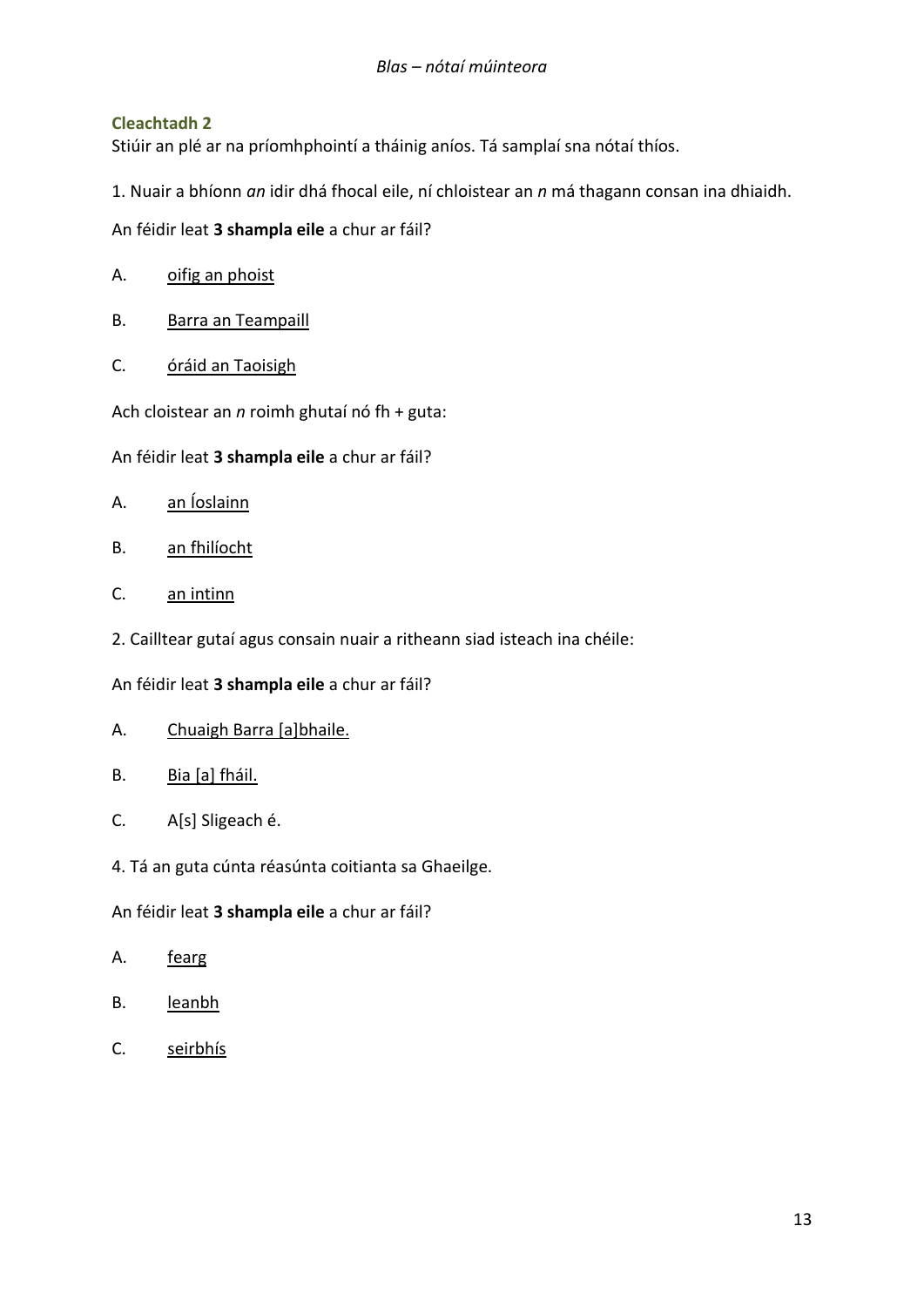### Cleachtadh 2

Stiúir an plé ar na príomhphointí a tháinig aníos. Tá samplaí sna nótaí thíos.

1. Nuair a bhíonn *an* idir dhá fhocal eile, ní chloistear an *n* má thagann consan ina dhiaidh.

An féidir leat **3 shampla eile** a chur ar fáil?

A. <u>oifig an phoist</u>

B. <u>Barra an Teampaill</u>

C. <u>óráid an Taoisigh</u>

Ach cloistear an *n* roimh ghutaí nó fh + guta:

An féidir leat **3 shampla eile** a chur ar fáil?

A. <u>an Íoslainn</u>

B. <u>an fhilíocht</u>

C. <u>an intinn</u>

2. Cailltear gutaí agus consain nuair a ritheann siad isteach ina chéile:

An féidir leat **3 shampla eile** a chur ar fáil?

A. <u>Chuaigh Barra [a]bhaile.</u>

B. <u>Bia [a] fháil.</u>

C. A[s] Sligeach é.

4. Tá an guta cúnta réasúnta coitianta sa Ghaeilge.

An féidir leat **3 shampla eile** a chur ar fáil?

A. <u>fearg</u>

B. <u>leanbh</u>

C. <u>seirbhís</u>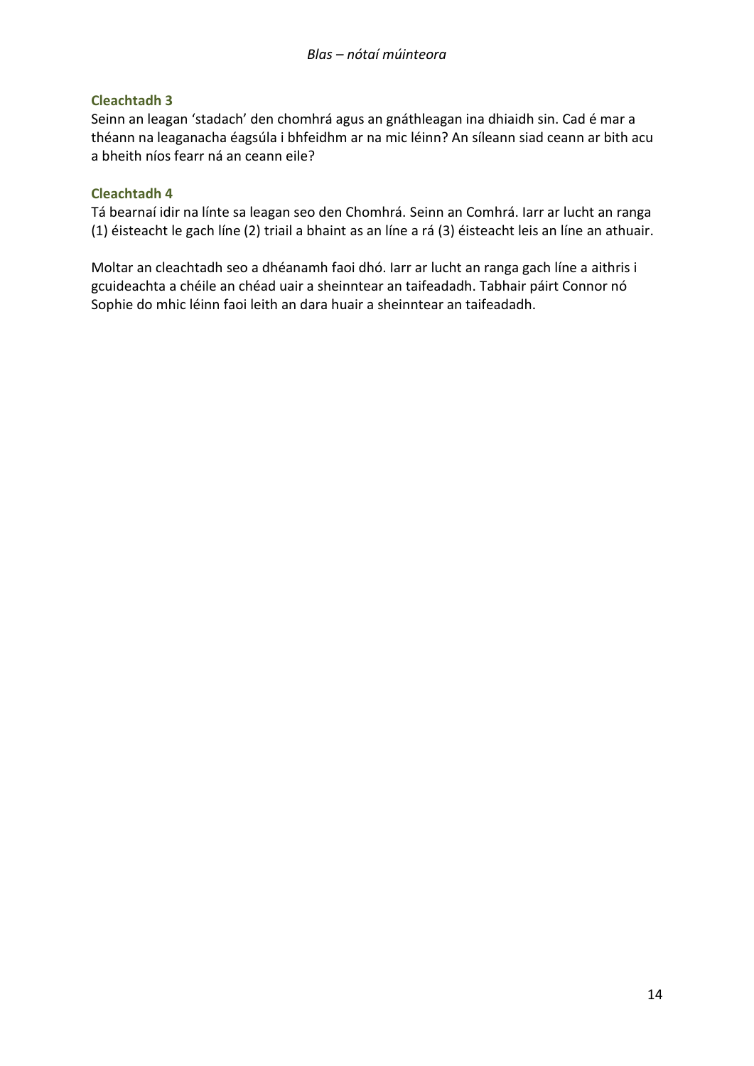### Cleachtadh 3

Seinn an leagan 'stadach' den chomhrá agus an gnáthleagan ina dhiaidh sin. Cad é mar a théann na leaganacha éagsúla i bhfeidhm ar na mic léinn? An síleann siad ceann ar bith acu a bheith níos fearr ná an ceann eile?

### Cleachtadh 4

Tá bearnaí idir na línte sa leagan seo den Chomhrá. Seinn an Comhrá. Iarr ar lucht an ranga (1) éisteacht le gach líne (2) triail a bhaint as an líne a rá (3) éisteacht leis an líne an athuair.

Moltar an cleachtadh seo a dhéanamh faoi dhó. Iarr ar lucht an ranga gach líne a aithris i gcuideachta a chéile an chéad uair a sheinntear an taifeadadh. Tabhair páirt Connor nó Sophie do mhic léinn faoi leith an dara huair a sheinntear an taifeadadh.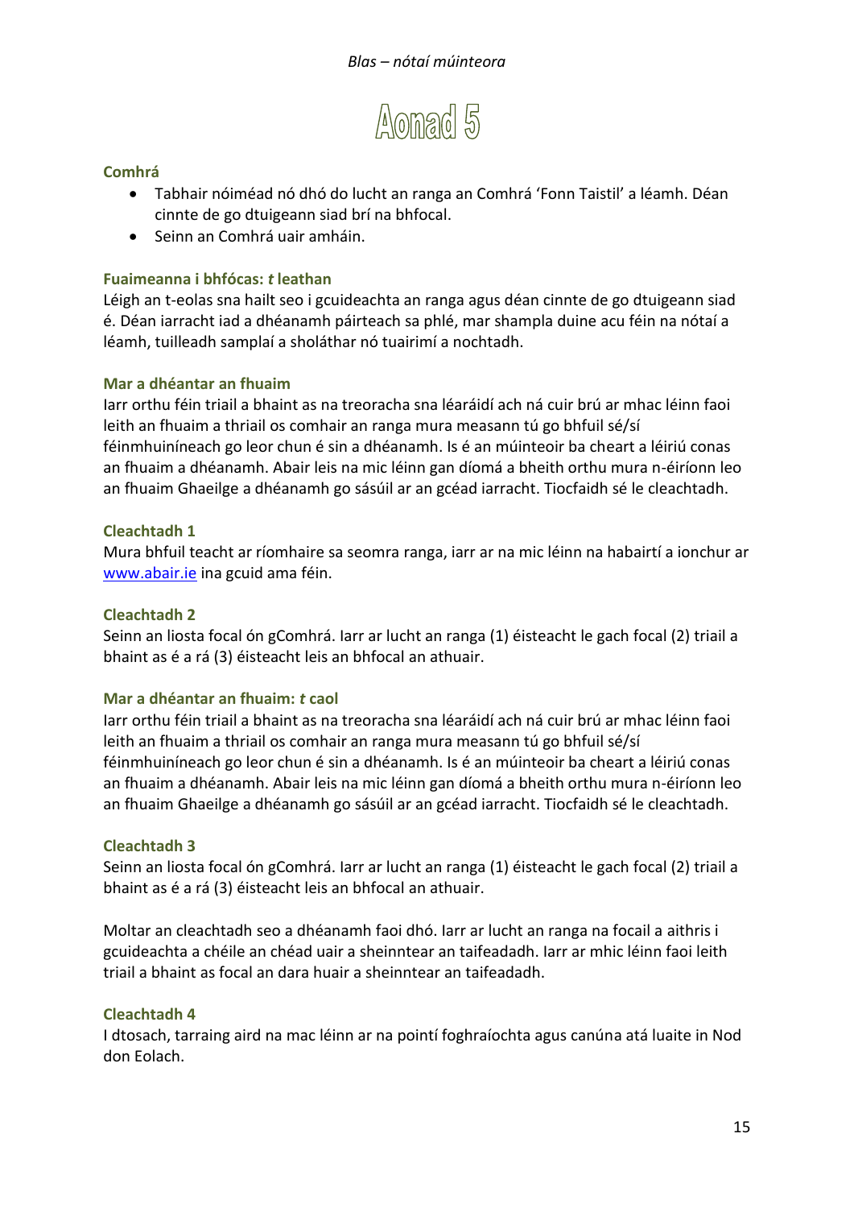# Aonad 5

### Comhrá

- Tabhair nóiméad nó dhó do lucht an ranga an Comhrá 'Fonn Taistil' a léamh. Déan cinnte de go dtuigeann siad brí na bhfocal.
- Seinn an Comhrá uair amháin.

### Fuaimeanna i bhfócas: *t* leathan

Léigh an t-eolas sna hailt seo i gcuideachta an ranga agus déan cinnte de go dtuigeann siad é. Déan iarracht iad a dhéanamh páirteach sa phlé, mar shampla duine acu féin na nótaí a léamh, tuilleadh samplaí a sholáthar nó tuairimí a nochtadh.

### Mar a dhéantar an fhuaim

Iarr orthu féin triail a bhaint as na treoracha sna léaráidí ach ná cuir brú ar mhac léinn faoi leith an fhuaim a thriail os comhair an ranga mura measann tú go bhfuil sé/sí féinmhuiníneach go leor chun é sin a dhéanamh. Is é an múinteoir ba cheart a léiriú conas an fhuaim a dhéanamh. Abair leis na mic léinn gan díomá a bheith orthu mura n-éiríonn leo an fhuaim Ghaeilge a dhéanamh go sásúil ar an gcéad iarracht. Tiocfaidh sé le cleachtadh.

### Cleachtadh 1

Mura bhfuil teacht ar ríomhaire sa seomra ranga, iarr ar na mic léinn na habairtí a ionchur ar [www.abair.ie](http://www.abair.ie) ina gcuid ama féin.

### Cleachtadh 2

Seinn an liosta focal ón gComhrá. Iarr ar lucht an ranga (1) éisteacht le gach focal (2) triail a bhaint as é a rá (3) éisteacht leis an bhfocal an athuair.

### Mar a dhéantar an fhuaim: *t* caol

Iarr orthu féin triail a bhaint as na treoracha sna léaráidí ach ná cuir brú ar mhac léinn faoi leith an fhuaim a thriail os comhair an ranga mura measann tú go bhfuil sé/sí féinmhuiníneach go leor chun é sin a dhéanamh. Is é an múinteoir ba cheart a léiriú conas an fhuaim a dhéanamh. Abair leis na mic léinn gan díomá a bheith orthu mura n-éiríonn leo an fhuaim Ghaeilge a dhéanamh go sásúil ar an gcéad iarracht. Tiocfaidh sé le cleachtadh.

### Cleachtadh 3

Seinn an liosta focal ón gComhrá. Iarr ar lucht an ranga (1) éisteacht le gach focal (2) triail a bhaint as é a rá (3) éisteacht leis an bhfocal an athuair.

Moltar an cleachtadh seo a dhéanamh faoi dhó. Iarr ar lucht an ranga na focail a aithris i gcuideachta a chéile an chéad uair a sheinntear an taifeadadh. Iarr ar mhic léinn faoi leith triail a bhaint as focal an dara huair a sheinntear an taifeadadh.

### Cleachtadh 4

I dtosach, tarraing aird na mac léinn ar na pointí foghraíochta agus canúna atá luaite in Nod don Eolach.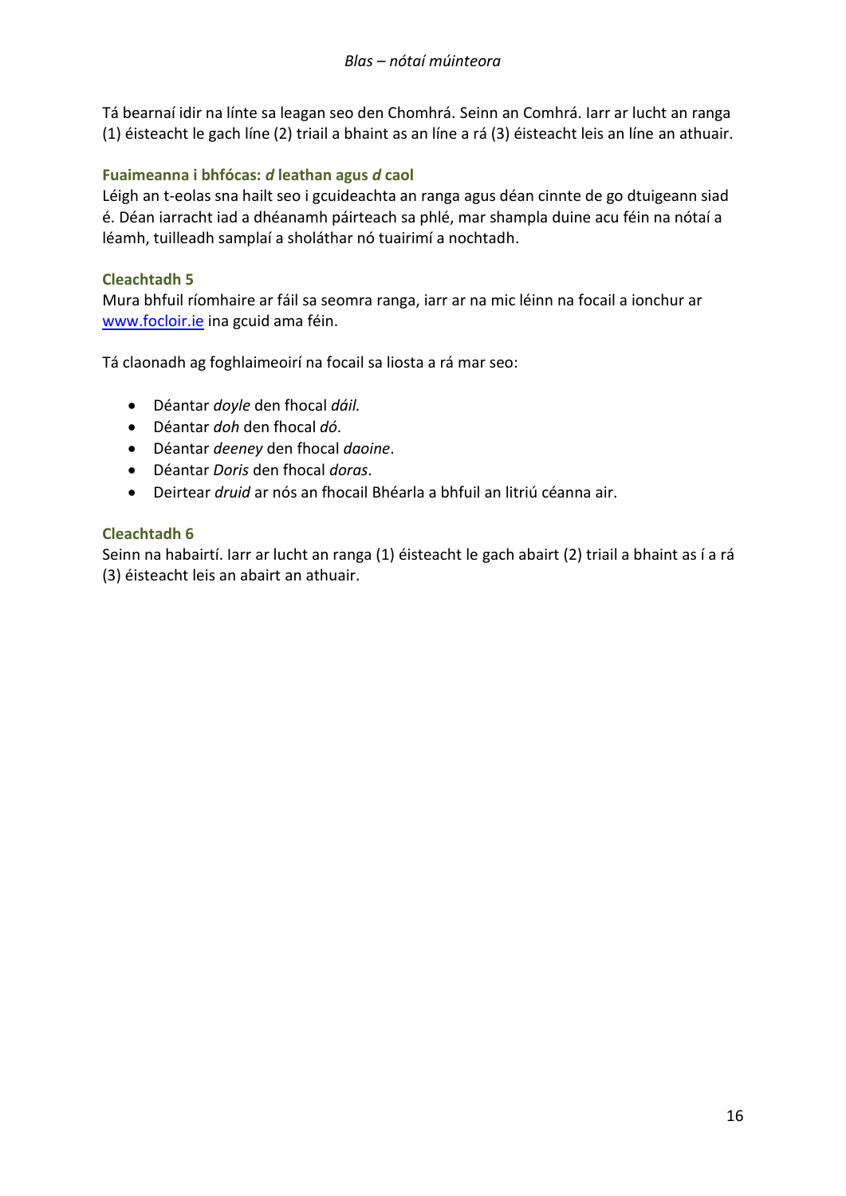Tá bearnaí idir na línte sa leagan seo den Chomhrá. Seinn an Comhrá. Iarr ar lucht an ranga (1) éisteacht le gach líne (2) triail a bhaint as an líne a rá (3) éisteacht leis an líne an athuair.

### Fuaimeanna i bhfócas: *d* leathan agus *d* caol

Léigh an t-eolas sna hailt seo i gcuideachta an ranga agus déan cinnte de go dtuigeann siad é. Déan iarracht iad a dhéanamh páirteach sa phlé, mar shampla duine acu féin na nótaí a léamh, tuilleadh samplaí a sholáthar nó tuairimí a nochtadh.

### Cleachtadh 5

Mura bhfuil ríomhaire ar fáil sa seomra ranga, iarr ar na mic léinn na focail a ionchur ar [www.focloir.ie](http://www.focloir.ie) ina gcuid ama féin.

Tá claonadh ag foghlaimeoirí na focail sa liosta a rá mar seo:

- Déantar *doyle* den fhocal *dáil.*
- Déantar *doh* den fhocal *dó*.
- Déantar *deeney* den fhocal *daoine*.
- Déantar *Doris* den fhocal *doras*.
- Deirtear *druid* ar nós an fhocail Bhéarla a bhfuil an litriú céanna air.

### Cleachtadh 6

Seinn na habairtí. Iarr ar lucht an ranga (1) éisteacht le gach abairt (2) triail a bhaint as í a rá (3) éisteacht leis an abairt an athuair.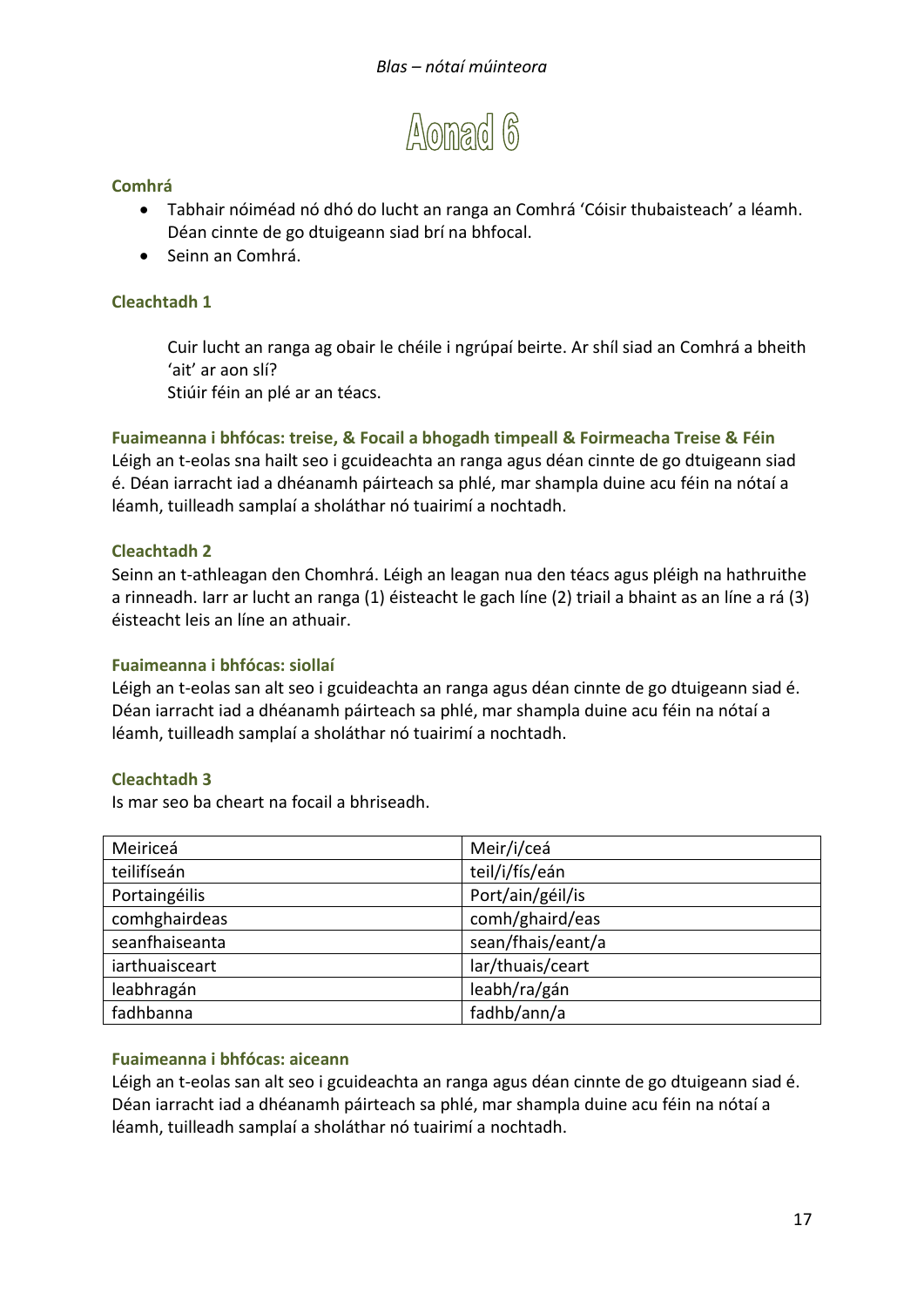# Aonad 6

### Comhrá

- Tabhair nóiméad nó dhó do lucht an ranga an Comhrá 'Cóisir thubaisteach' a léamh. Déan cinnte de go dtuigeann siad brí na bhfocal.
- Seinn an Comhrá.

### Cleachtadh 1

Cuir lucht an ranga ag obair le chéile i ngrúpaí beirte. Ar shíl siad an Comhrá a bheith 'ait' ar aon slí?
Stiúir féin an plé ar an téacs.

### Fuaimeanna i bhfócas: treise, & Focail a bhogadh timpeall & Foirmeacha Treise & Féin

Léigh an t-eolas sna hailt seo i gcuideachta an ranga agus déan cinnte de go dtuigeann siad é. Déan iarracht iad a dhéanamh páirteach sa phlé, mar shampla duine acu féin na nótaí a léamh, tuilleadh samplaí a sholáthar nó tuairimí a nochtadh.

### Cleachtadh 2

Seinn an t-athleagan den Chomhrá. Léigh an leagan nua den téacs agus pléigh na hathruithe a rinneadh. Iarr ar lucht an ranga (1) éisteacht le gach líne (2) triail a bhaint as an líne a rá (3) éisteacht leis an líne an athuair.

### Fuaimeanna i bhfócas: siollaí

Léigh an t-eolas san alt seo i gcuideachta an ranga agus déan cinnte de go dtuigeann siad é. Déan iarracht iad a dhéanamh páirteach sa phlé, mar shampla duine acu féin na nótaí a léamh, tuilleadh samplaí a sholáthar nó tuairimí a nochtadh.

### Cleachtadh 3

Is mar seo ba cheart na focail a bhriseadh.

| | |
|---|---|
| Meiriceá | Meir/i/ceá |
| teilifíseán | teil/i/fís/eán |
| Portaingéilis | Port/ain/géil/is |
| comhghairdeas | comh/ghaird/eas |
| seanfhaiseanta | sean/fhais/eant/a |
| iarthuaisceart | Iar/thuais/ceart |
| leabhragán | leabh/ra/gán |
| fadhbanna | fadhb/ann/a |

### Fuaimeanna i bhfócas: aiceann

Léigh an t-eolas san alt seo i gcuideachta an ranga agus déan cinnte de go dtuigeann siad é. Déan iarracht iad a dhéanamh páirteach sa phlé, mar shampla duine acu féin na nótaí a léamh, tuilleadh samplaí a sholáthar nó tuairimí a nochtadh.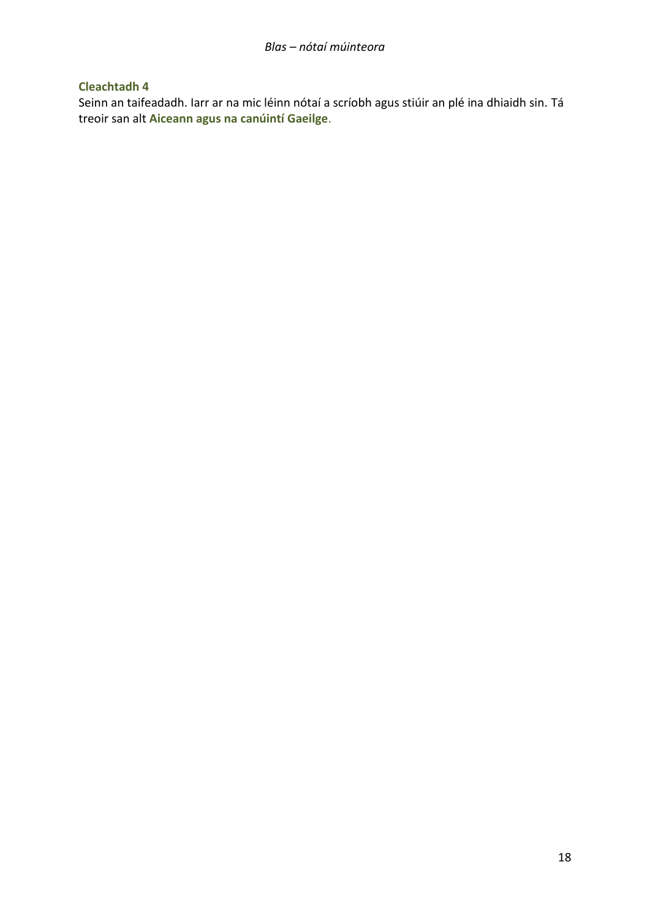### Cleachtadh 4

Seinn an taifeadadh. Iarr ar na mic léinn nótaí a scríobh agus stiúir an plé ina dhiaidh sin. Tá treoir san alt **Aiceann agus na canúintí Gaeilge**.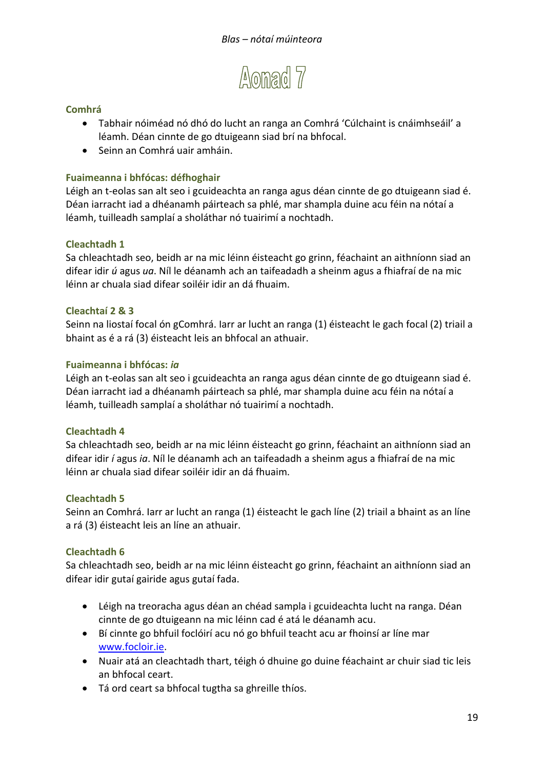# Aonad 7

### Comhrá

- Tabhair nóiméad nó dhó do lucht an ranga an Comhrá 'Cúlchaint is cnáimhseáil' a léamh. Déan cinnte de go dtuigeann siad brí na bhfocal.
- Seinn an Comhrá uair amháin.

### Fuaimeanna i bhfócas: défhoghair

Léigh an t-eolas san alt seo i gcuideachta an ranga agus déan cinnte de go dtuigeann siad é. Déan iarracht iad a dhéanamh páirteach sa phlé, mar shampla duine acu féin na nótaí a léamh, tuilleadh samplaí a sholáthar nó tuairimí a nochtadh.

### Cleachtadh 1

Sa chleachtadh seo, beidh ar na mic léinn éisteacht go grinn, féachaint an aithníonn siad an difear idir *ú* agus *ua*. Níl le déanamh ach an taifeadadh a sheinm agus a fhiafraí de na mic léinn ar chuala siad difear soiléir idir an dá fhuaim.

### Cleachtaí 2 & 3

Seinn na liostaí focal ón gComhrá. Iarr ar lucht an ranga (1) éisteacht le gach focal (2) triail a bhaint as é a rá (3) éisteacht leis an bhfocal an athuair.

### Fuaimeanna i bhfócas: *ia*

Léigh an t-eolas san alt seo i gcuideachta an ranga agus déan cinnte de go dtuigeann siad é. Déan iarracht iad a dhéanamh páirteach sa phlé, mar shampla duine acu féin na nótaí a léamh, tuilleadh samplaí a sholáthar nó tuairimí a nochtadh.

### Cleachtadh 4

Sa chleachtadh seo, beidh ar na mic léinn éisteacht go grinn, féachaint an aithníonn siad an difear idir *í* agus *ia*. Níl le déanamh ach an taifeadadh a sheinm agus a fhiafraí de na mic léinn ar chuala siad difear soiléir idir an dá fhuaim.

### Cleachtadh 5

Seinn an Comhrá. Iarr ar lucht an ranga (1) éisteacht le gach líne (2) triail a bhaint as an líne a rá (3) éisteacht leis an líne an athuair.

### Cleachtadh 6

Sa chleachtadh seo, beidh ar na mic léinn éisteacht go grinn, féachaint an aithníonn siad an difear idir gutaí gairide agus gutaí fada.

- Léigh na treoracha agus déan an chéad sampla i gcuideachta lucht na ranga. Déan cinnte de go dtuigeann na mic léinn cad é atá le déanamh acu.
- Bí cinnte go bhfuil foclóirí acu nó go bhfuil teacht acu ar fhoinsí ar líne mar www.focloir.ie.
- Nuair atá an cleachtadh thart, téigh ó dhuine go duine féachaint ar chuir siad tic leis an bhfocal ceart.
- Tá ord ceart sa bhfocal tugtha sa ghreille thíos.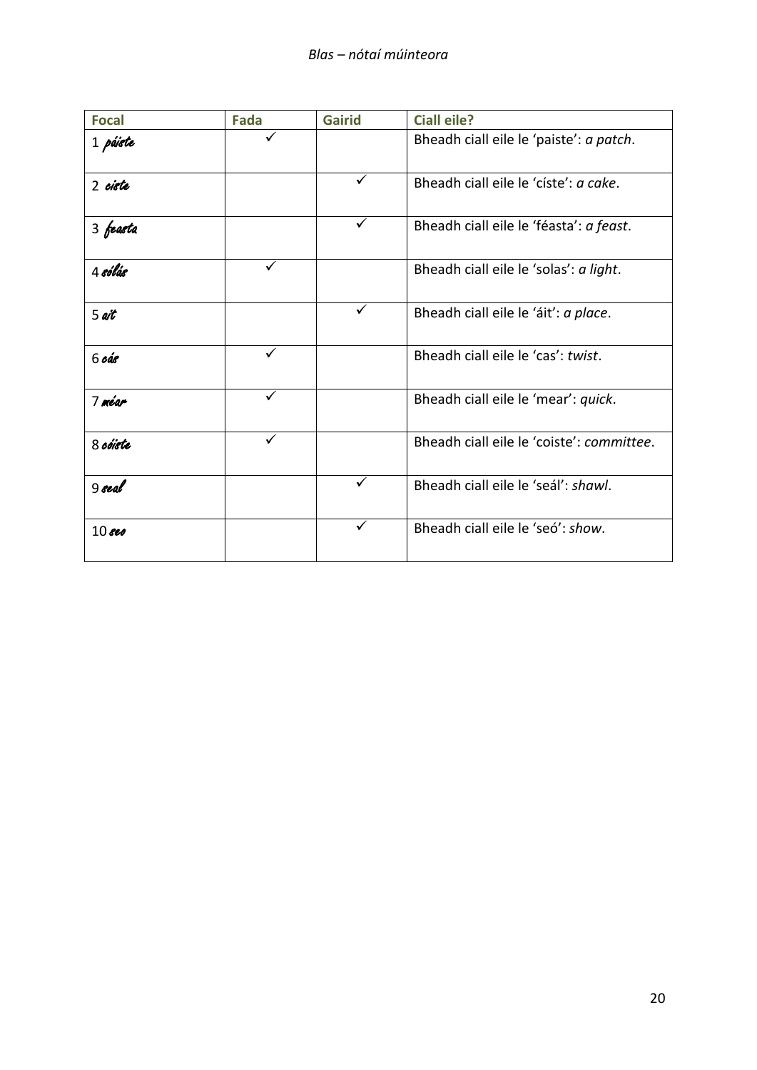| Focal | Fada | Gairid | Ciall eile? |
|---|---|---|---|
| 1 *páiste* | ✓ | | Bheadh ciall eile le 'paiste': *a patch*. |
| 2 *ciste* | | ✓ | Bheadh ciall eile le 'císte': *a cake*. |
| 3 *feasta* | | ✓ | Bheadh ciall eile le 'féasta': *a feast*. |
| 4 *sólás* | ✓ | | Bheadh ciall eile le 'solas': *a light*. |
| 5 *ait* | | ✓ | Bheadh ciall eile le 'áit': *a place*. |
| 6 *cás* | ✓ | | Bheadh ciall eile le 'cas': *twist*. |
| 7 *méar* | ✓ | | Bheadh ciall eile le 'mear': *quick*. |
| 8 *cóiste* | ✓ | | Bheadh ciall eile le 'coiste': *committee*. |
| 9 *seal* | | ✓ | Bheadh ciall eile le 'seál': *shawl*. |
| 10 *seo* | | ✓ | Bheadh ciall eile le 'seó': *show*. |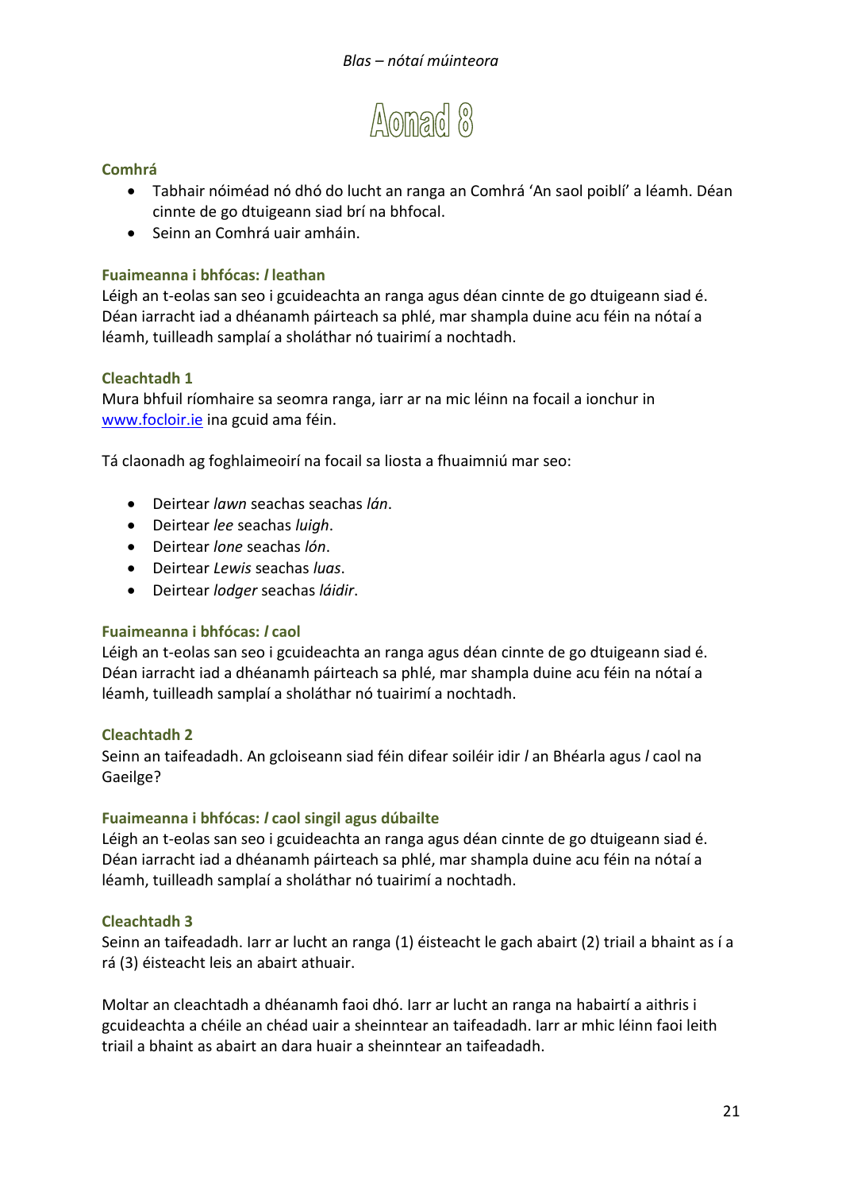# Aonad 8

### Comhrá

- Tabhair nóiméad nó dhó do lucht an ranga an Comhrá 'An saol poiblí' a léamh. Déan cinnte de go dtuigeann siad brí na bhfocal.
- Seinn an Comhrá uair amháin.

### Fuaimeanna i bhfócas: *l* leathan

Léigh an t-eolas san seo i gcuideachta an ranga agus déan cinnte de go dtuigeann siad é. Déan iarracht iad a dhéanamh páirteach sa phlé, mar shampla duine acu féin na nótaí a léamh, tuilleadh samplaí a sholáthar nó tuairimí a nochtadh.

### Cleachtadh 1

Mura bhfuil ríomhaire sa seomra ranga, iarr ar na mic léinn na focail a ionchur in www.focloir.ie ina gcuid ama féin.

Tá claonadh ag foghlaimeoirí na focail sa liosta a fhuaimniú mar seo:

- Deirtear *lawn* seachas seachas *lán*.
- Deirtear *lee* seachas *luigh*.
- Deirtear *lone* seachas *lón*.
- Deirtear *Lewis* seachas *luas*.
- Deirtear *lodger* seachas *láidir*.

### Fuaimeanna i bhfócas: *l* caol

Léigh an t-eolas san seo i gcuideachta an ranga agus déan cinnte de go dtuigeann siad é. Déan iarracht iad a dhéanamh páirteach sa phlé, mar shampla duine acu féin na nótaí a léamh, tuilleadh samplaí a sholáthar nó tuairimí a nochtadh.

### Cleachtadh 2

Seinn an taifeadadh. An gcloiseann siad féin difear soiléir idir *l* an Bhéarla agus *l* caol na Gaeilge?

### Fuaimeanna i bhfócas: *l* caol singil agus dúbailte

Léigh an t-eolas san seo i gcuideachta an ranga agus déan cinnte de go dtuigeann siad é. Déan iarracht iad a dhéanamh páirteach sa phlé, mar shampla duine acu féin na nótaí a léamh, tuilleadh samplaí a sholáthar nó tuairimí a nochtadh.

### Cleachtadh 3

Seinn an taifeadadh. Iarr ar lucht an ranga (1) éisteacht le gach abairt (2) triail a bhaint as í a rá (3) éisteacht leis an abairt athuair.

Moltar an cleachtadh a dhéanamh faoi dhó. Iarr ar lucht an ranga na habairtí a aithris i gcuideachta a chéile an chéad uair a sheinntear an taifeadadh. Iarr ar mhic léinn faoi leith triail a bhaint as abairt an dara huair a sheinntear an taifeadadh.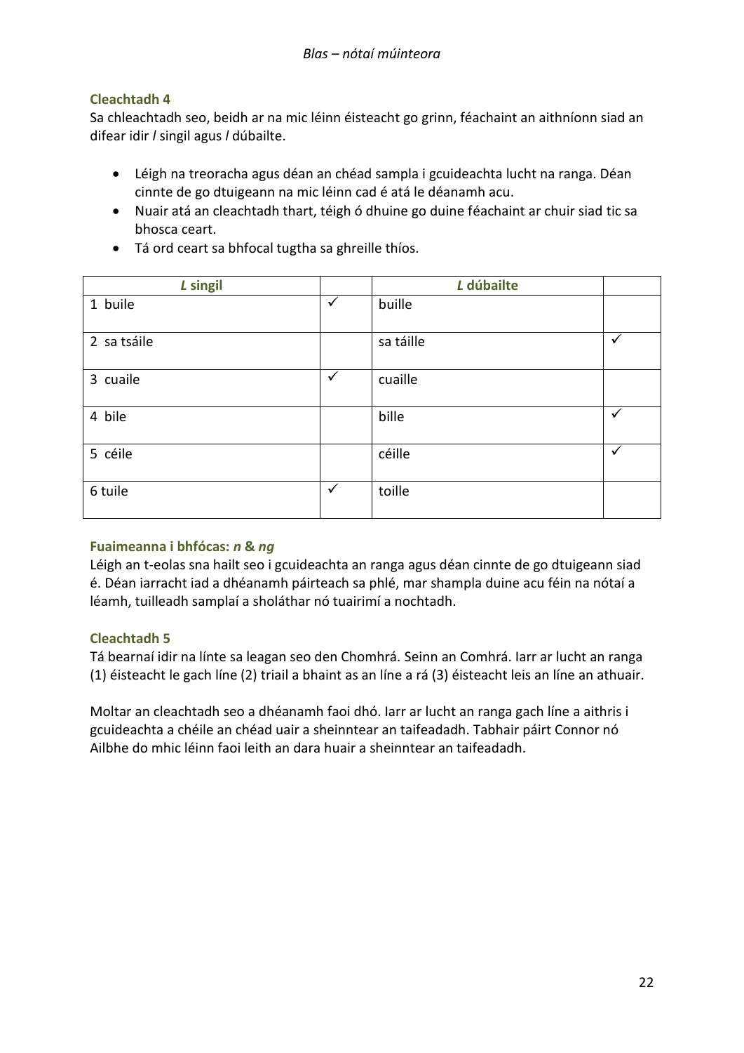### Cleachtadh 4

Sa chleachtadh seo, beidh ar na mic léinn éisteacht go grinn, féachaint an aithníonn siad an difear idir *l* singil agus *l* dúbailte.

- Léigh na treoracha agus déan an chéad sampla i gcuideachta lucht na ranga. Déan cinnte de go dtuigeann na mic léinn cad é atá le déanamh acu.
- Nuair atá an cleachtadh thart, téigh ó dhuine go duine féachaint ar chuir siad tic sa bhosca ceart.
- Tá ord ceart sa bhfocal tugtha sa ghreille thíos.

| *L* singil | | *L* dúbailte | |
|---|---|---|---|
| 1 buile | ✓ | buille | |
| 2 sa tsáile | | sa táille | ✓ |
| 3 cuaile | ✓ | cuaille | |
| 4 bile | | bille | ✓ |
| 5 céile | | céille | ✓ |
| 6 tuile | ✓ | toille | |

### Fuaimeanna i bhfócas: *n* & *ng*

Léigh an t-eolas sna hailt seo i gcuideachta an ranga agus déan cinnte de go dtuigeann siad é. Déan iarracht iad a dhéanamh páirteach sa phlé, mar shampla duine acu féin na nótaí a léamh, tuilleadh samplaí a sholáthar nó tuairimí a nochtadh.

### Cleachtadh 5

Tá bearnaí idir na línte sa leagan seo den Chomhrá. Seinn an Comhrá. Iarr ar lucht an ranga (1) éisteacht le gach líne (2) triail a bhaint as an líne a rá (3) éisteacht leis an líne an athuair.

Moltar an cleachtadh seo a dhéanamh faoi dhó. Iarr ar lucht an ranga gach líne a aithris i gcuideachta a chéile an chéad uair a sheinntear an taifeadadh. Tabhair páirt Connor nó Ailbhe do mhic léinn faoi leith an dara huair a sheinntear an taifeadadh.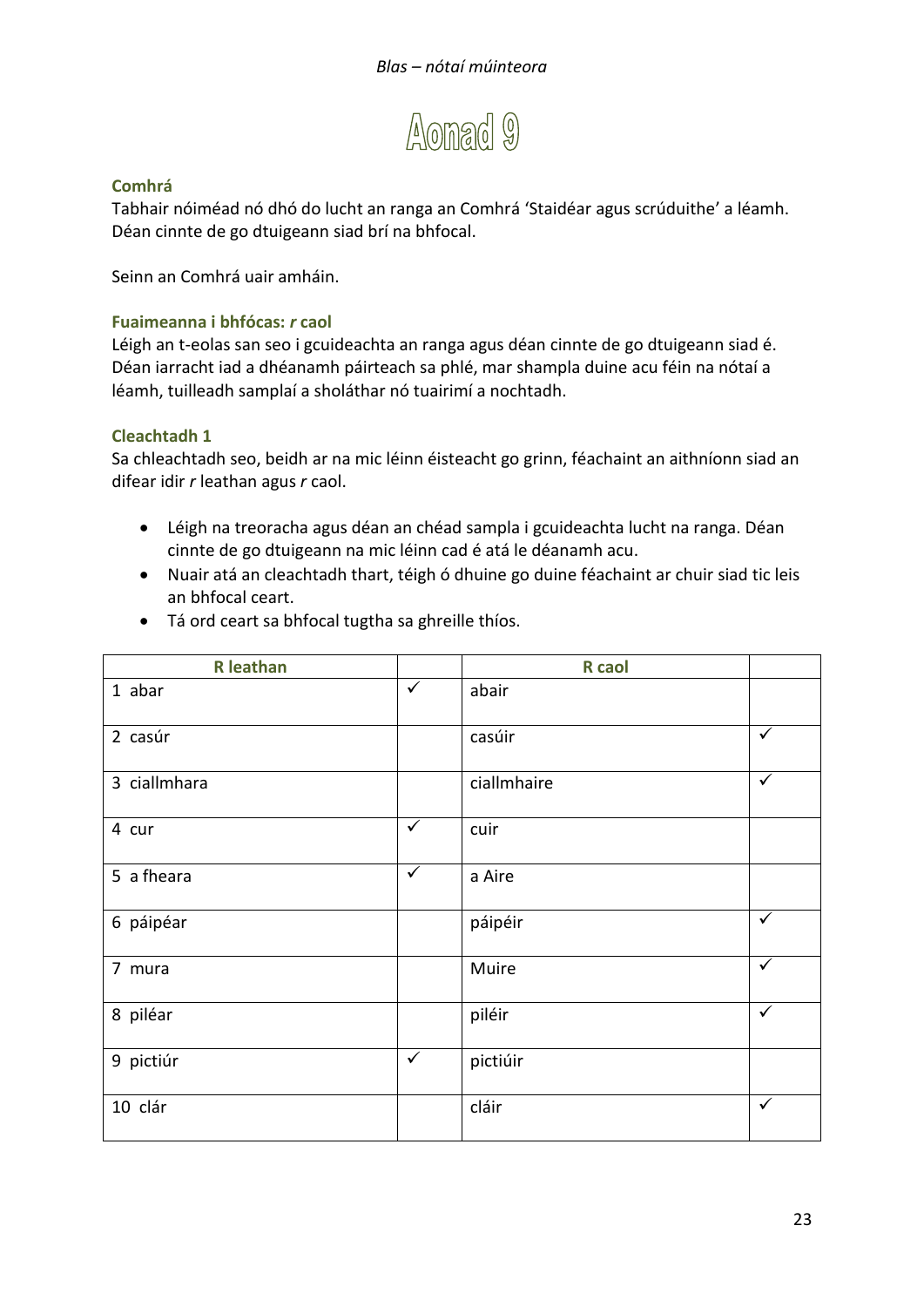# Aonad 9

### Comhrá

Tabhair nóiméad nó dhó do lucht an ranga an Comhrá 'Staidéar agus scrúduithe' a léamh. Déan cinnte de go dtuigeann siad brí na bhfocal.

Seinn an Comhrá uair amháin.

### Fuaimeanna i bhfócas: *r* caol

Léigh an t-eolas san seo i gcuideachta an ranga agus déan cinnte de go dtuigeann siad é. Déan iarracht iad a dhéanamh páirteach sa phlé, mar shampla duine acu féin na nótaí a léamh, tuilleadh samplaí a sholáthar nó tuairimí a nochtadh.

### Cleachtadh 1

Sa chleachtadh seo, beidh ar na mic léinn éisteacht go grinn, féachaint an aithníonn siad an difear idir *r* leathan agus *r* caol.

- Léigh na treoracha agus déan an chéad sampla i gcuideachta lucht na ranga. Déan cinnte de go dtuigeann na mic léinn cad é atá le déanamh acu.
- Nuair atá an cleachtadh thart, téigh ó dhuine go duine féachaint ar chuir siad tic leis an bhfocal ceart.
- Tá ord ceart sa bhfocal tugtha sa ghreille thíos.

| R leathan | | R caol | |
|---|---|---|---|
| 1 abar | ✓ | abair | |
| 2 casúr | | casúir | ✓ |
| 3 ciallmhara | | ciallmhaire | ✓ |
| 4 cur | ✓ | cuir | |
| 5 a fheara | ✓ | a Aire | |
| 6 páipéar | | páipéir | ✓ |
| 7 mura | | Muire | ✓ |
| 8 piléar | | piléir | ✓ |
| 9 pictiúr | ✓ | pictiúir | |
| 10 clár | | cláir | ✓ |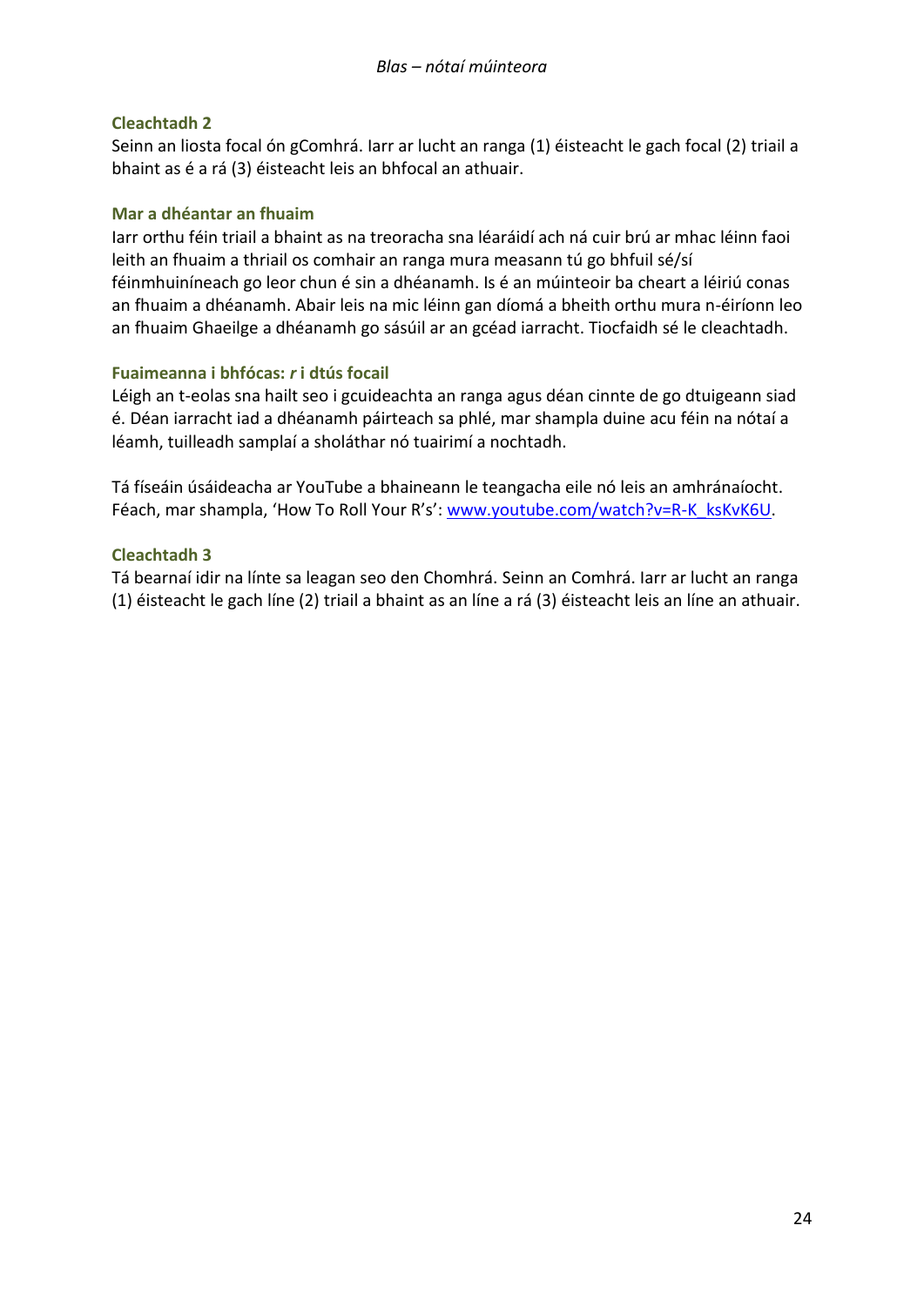### Cleachtadh 2

Seinn an liosta focal ón gComhrá. Iarr ar lucht an ranga (1) éisteacht le gach focal (2) triail a bhaint as é a rá (3) éisteacht leis an bhfocal an athuair.

### Mar a dhéantar an fhuaim

Iarr orthu féin triail a bhaint as na treoracha sna léaráidí ach ná cuir brú ar mhac léinn faoi leith an fhuaim a thriail os comhair an ranga mura measann tú go bhfuil sé/sí féinmhuiníneach go leor chun é sin a dhéanamh. Is é an múinteoir ba cheart a léiriú conas an fhuaim a dhéanamh. Abair leis na mic léinn gan díomá a bheith orthu mura n-éiríonn leo an fhuaim Ghaeilge a dhéanamh go sásúil ar an gcéad iarracht. Tiocfaidh sé le cleachtadh.

### Fuaimeanna i bhfócas: *r* i dtús focail

Léigh an t-eolas sna hailt seo i gcuideachta an ranga agus déan cinnte de go dtuigeann siad é. Déan iarracht iad a dhéanamh páirteach sa phlé, mar shampla duine acu féin na nótaí a léamh, tuilleadh samplaí a sholáthar nó tuairimí a nochtadh.

Tá físeáin úsáideacha ar YouTube a bhaineann le teangacha eile nó leis an amhránaíocht. Féach, mar shampla, 'How To Roll Your R's': www.youtube.com/watch?v=R-K_ksKvK6U.

### Cleachtadh 3

Tá bearnaí idir na línte sa leagan seo den Chomhrá. Seinn an Comhrá. Iarr ar lucht an ranga (1) éisteacht le gach líne (2) triail a bhaint as an líne a rá (3) éisteacht leis an líne an athuair.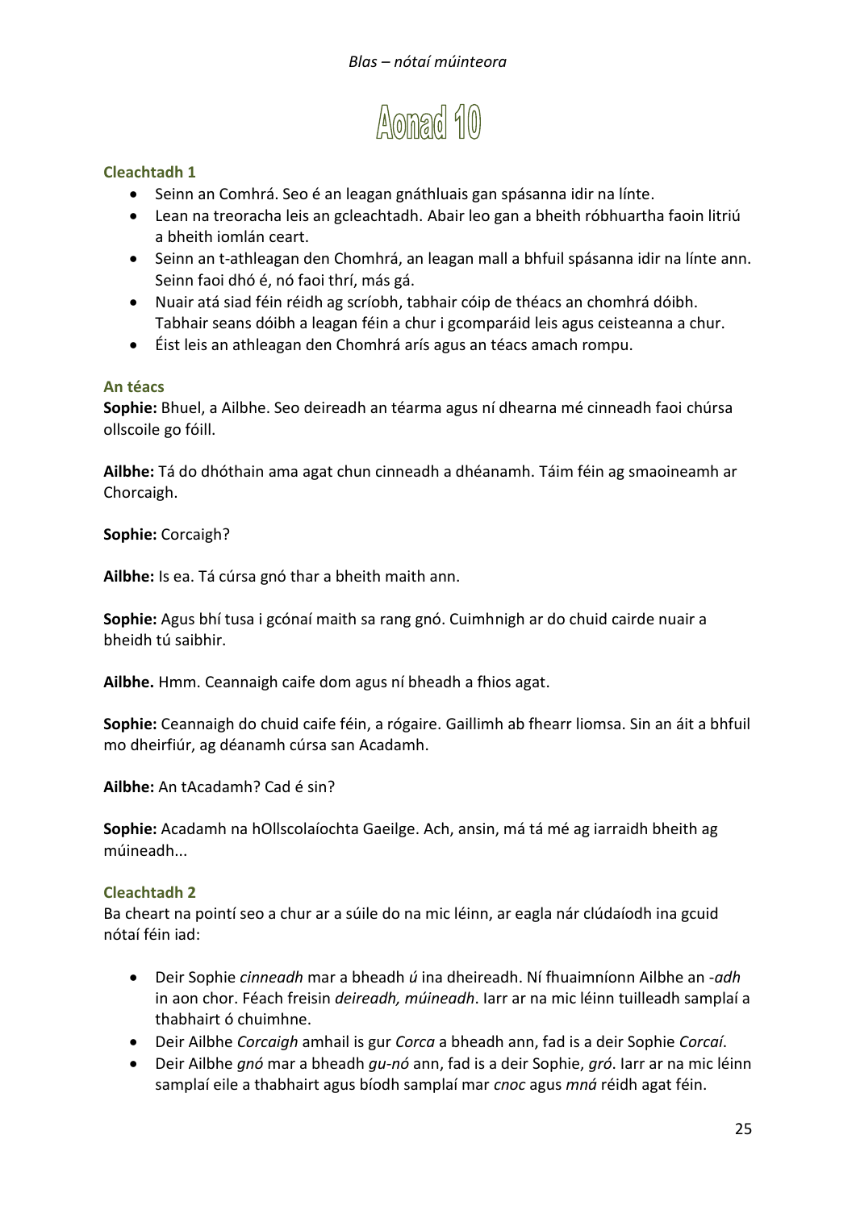# Aonad 10

### Cleachtadh 1

- Seinn an Comhrá. Seo é an leagan gnáthluais gan spásanna idir na línte.
- Lean na treoracha leis an gcleachtadh. Abair leo gan a bheith róbhuartha faoin litriú a bheith iomlán ceart.
- Seinn an t-athleagan den Chomhrá, an leagan mall a bhfuil spásanna idir na línte ann. Seinn faoi dhó é, nó faoi thrí, más gá.
- Nuair atá siad féin réidh ag scríobh, tabhair cóip de théacs an chomhrá dóibh. Tabhair seans dóibh a leagan féin a chur i gcomparáid leis agus ceisteanna a chur.
- Éist leis an athleagan den Chomhrá arís agus an téacs amach rompu.

### An téacs

**Sophie:** Bhuel, a Ailbhe. Seo deireadh an téarma agus ní dhearna mé cinneadh faoi chúrsa ollscoile go fóill.

**Ailbhe:** Tá do dhóthain ama agat chun cinneadh a dhéanamh. Táim féin ag smaoineamh ar Chorcaigh.

**Sophie:** Corcaigh?

**Ailbhe:** Is ea. Tá cúrsa gnó thar a bheith maith ann.

**Sophie:** Agus bhí tusa i gcónaí maith sa rang gnó. Cuimhnigh ar do chuid cairde nuair a bheidh tú saibhir.

**Ailbhe.** Hmm. Ceannaigh caife dom agus ní bheadh a fhios agat.

**Sophie:** Ceannaigh do chuid caife féin, a rógaire. Gaillimh ab fhearr liomsa. Sin an áit a bhfuil mo dheirfiúr, ag déanamh cúrsa san Acadamh.

**Ailbhe:** An tAcadamh? Cad é sin?

**Sophie:** Acadamh na hOllscolaíochta Gaeilge. Ach, ansin, má tá mé ag iarraidh bheith ag múineadh...

### Cleachtadh 2

Ba cheart na pointí seo a chur ar a súile do na mic léinn, ar eagla nár clúdaíodh ina gcuid nótaí féin iad:

- Deir Sophie *cinneadh* mar a bheadh *ú* ina dheireadh. Ní fhuaimníonn Ailbhe an *-adh* in aon chor. Féach freisin *deireadh, múineadh*. Iarr ar na mic léinn tuilleadh samplaí a thabhairt ó chuimhne.
- Deir Ailbhe *Corcaigh* amhail is gur *Corca* a bheadh ann, fad is a deir Sophie *Corcaí*.
- Deir Ailbhe *gnó* mar a bheadh *gu-nó* ann, fad is a deir Sophie, *gró*. Iarr ar na mic léinn samplaí eile a thabhairt agus bíodh samplaí mar *cnoc* agus *mná* réidh agat féin.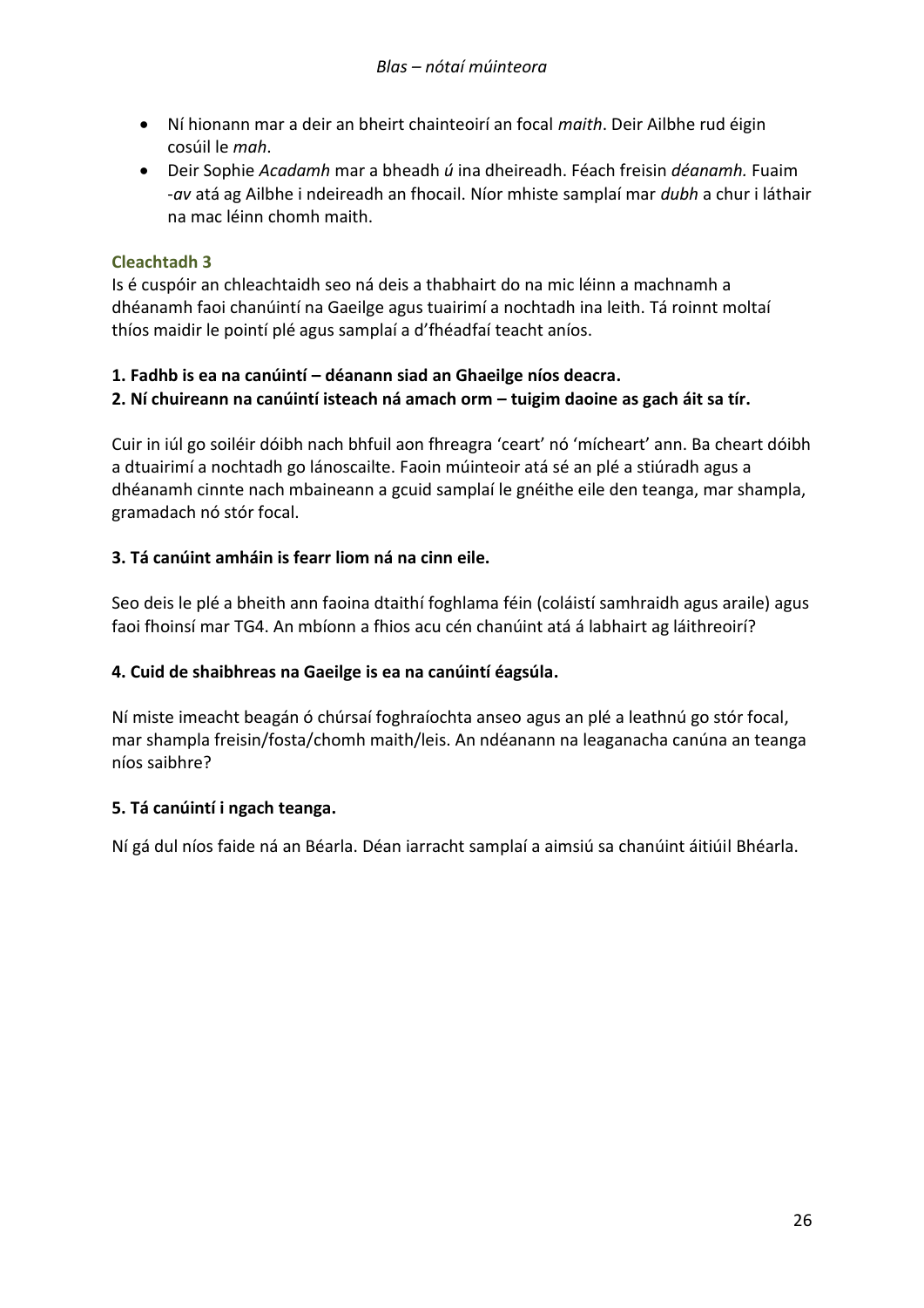- Ní hionann mar a deir an bheirt chainteoirí an focal *maith*. Deir Ailbhe rud éigin cosúil le *mah*.
- Deir Sophie *Acadamh* mar a bheadh *ú* ina dheireadh. Féach freisin *déanamh.* Fuaim -*av* atá ag Ailbhe i ndeireadh an fhocail. Níor mhiste samplaí mar *dubh* a chur i láthair na mac léinn chomh maith.

### Cleachtadh 3

Is é cuspóir an chleachtaidh seo ná deis a thabhairt do na mic léinn a machnamh a dhéanamh faoi chanúintí na Gaeilge agus tuairimí a nochtadh ina leith. Tá roinnt moltaí thíos maidir le pointí plé agus samplaí a d'fhéadfaí teacht aníos.

**1. Fadhb is ea na canúintí – déanann siad an Ghaeilge níos deacra.**
**2. Ní chuireann na canúintí isteach ná amach orm – tuigim daoine as gach áit sa tír.**

Cuir in iúl go soiléir dóibh nach bhfuil aon fhreagra 'ceart' nó 'mícheart' ann. Ba cheart dóibh a dtuairimí a nochtadh go lánoscailte. Faoin múinteoir atá sé an plé a stiúradh agus a dhéanamh cinnte nach mbaineann a gcuid samplaí le gnéithe eile den teanga, mar shampla, gramadach nó stór focal.

**3. Tá canúint amháin is fearr liom ná na cinn eile.**

Seo deis le plé a bheith ann faoina dtaithí foghlama féin (coláistí samhraidh agus araile) agus faoi fhoinsí mar TG4. An mbíonn a fhios acu cén chanúint atá á labhairt ag láithreoirí?

**4. Cuid de shaibhreas na Gaeilge is ea na canúintí éagsúla.**

Ní miste imeacht beagán ó chúrsaí foghraíochta anseo agus an plé a leathnú go stór focal, mar shampla freisin/fosta/chomh maith/leis. An ndéanann na leaganacha canúna an teanga níos saibhre?

**5. Tá canúintí i ngach teanga.**

Ní gá dul níos faide ná an Béarla. Déan iarracht samplaí a aimsiú sa chanúint áitiúil Bhéarla.